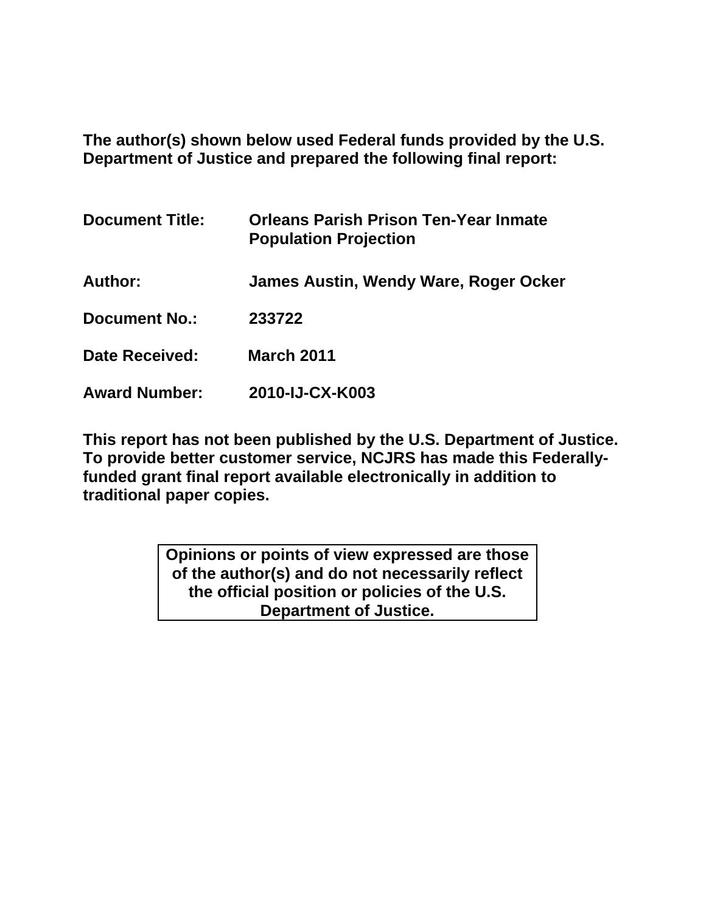**The author(s) shown below used Federal funds provided by the U.S. Department of Justice and prepared the following final report:**

| | |
|---|---|
| **Document Title:** | **Orleans Parish Prison Ten-Year Inmate Population Projection** |
| **Author:** | **James Austin, Wendy Ware, Roger Ocker** |
| **Document No.:** | **233722** |
| **Date Received:** | **March 2011** |
| **Award Number:** | **2010-IJ-CX-K003** |

**This report has not been published by the U.S. Department of Justice. To provide better customer service, NCJRS has made this Federally-funded grant final report available electronically in addition to traditional paper copies.**

**Opinions or points of view expressed are those of the author(s) and do not necessarily reflect the official position or policies of the U.S. Department of Justice.**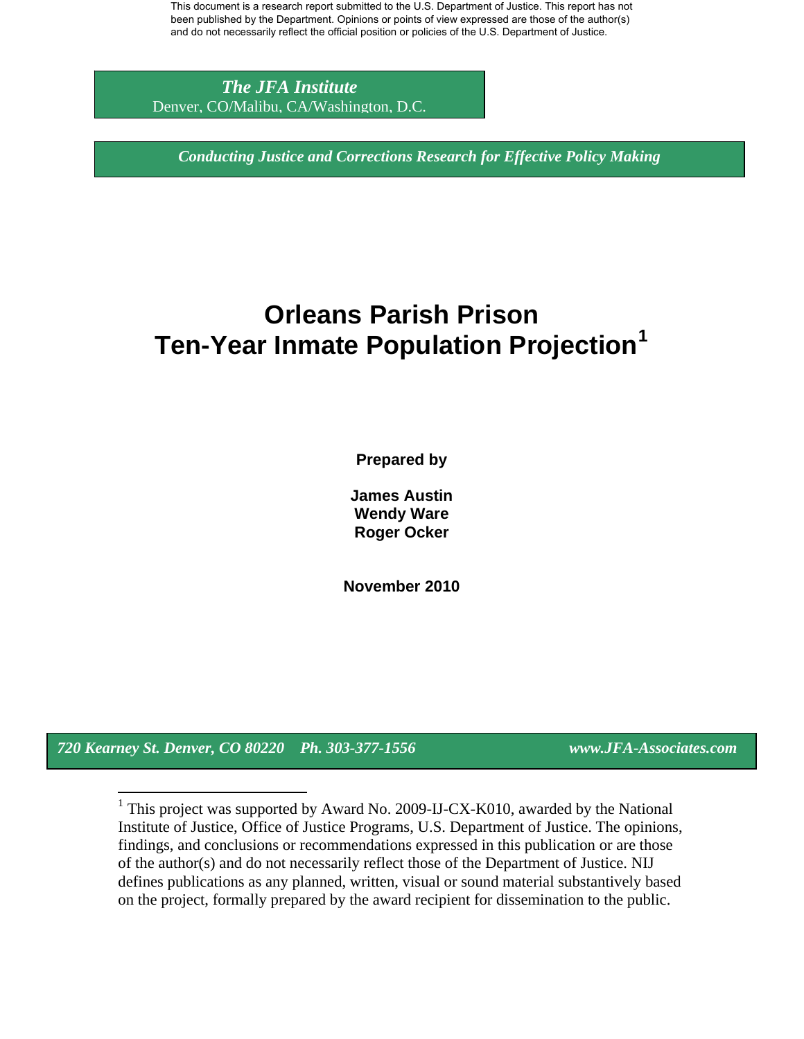This document is a research report submitted to the U.S. Department of Justice. This report has not been published by the Department. Opinions or points of view expressed are those of the author(s) and do not necessarily reflect the official position or policies of the U.S. Department of Justice.

***The JFA Institute***
Denver, CO/Malibu, CA/Washington, D.C.

***Conducting Justice and Corrections Research for Effective Policy Making***

# Orleans Parish Prison
# Ten-Year Inmate Population Projection[1]

**Prepared by**

**James Austin**
**Wendy Ware**
**Roger Ocker**

**November 2010**

***720 Kearney St. Denver, CO 80220 Ph. 303-377-1556 www.JFA-Associates.com***

---

[1] This project was supported by Award No. 2009-IJ-CX-K010, awarded by the National Institute of Justice, Office of Justice Programs, U.S. Department of Justice. The opinions, findings, and conclusions or recommendations expressed in this publication or are those of the author(s) and do not necessarily reflect those of the Department of Justice. NIJ defines publications as any planned, written, visual or sound material substantively based on the project, formally prepared by the award recipient for dissemination to the public.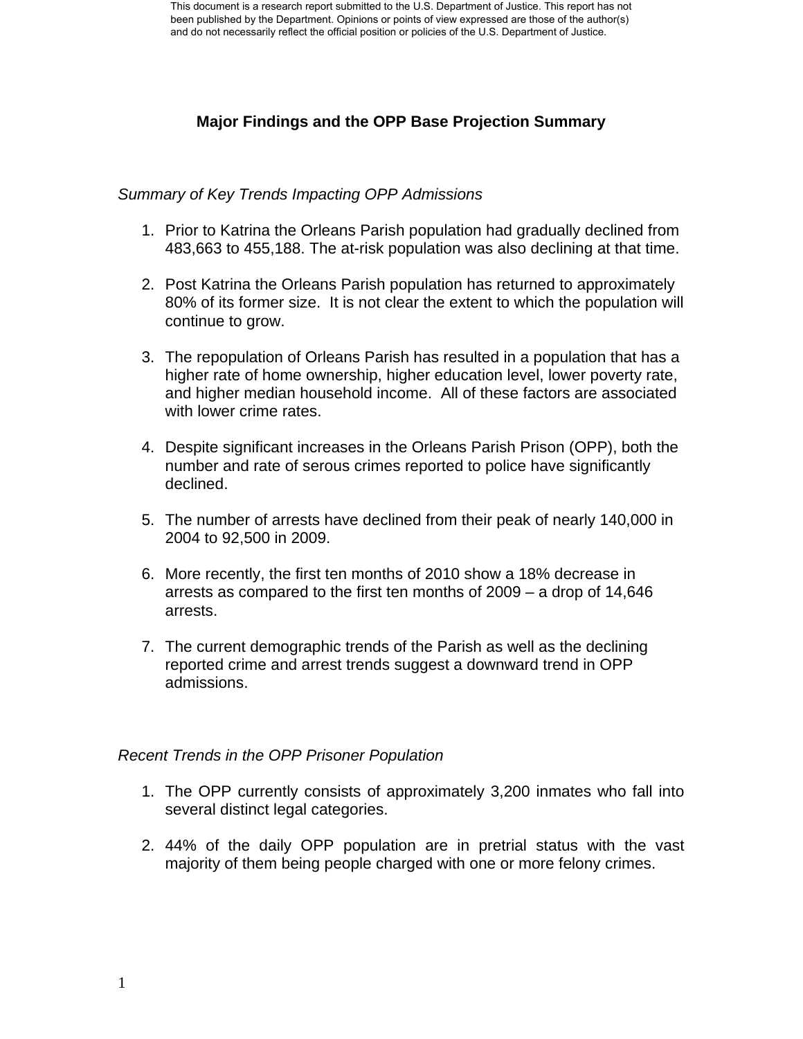## Major Findings and the OPP Base Projection Summary

*Summary of Key Trends Impacting OPP Admissions*

1. Prior to Katrina the Orleans Parish population had gradually declined from 483,663 to 455,188. The at-risk population was also declining at that time.

2. Post Katrina the Orleans Parish population has returned to approximately 80% of its former size. It is not clear the extent to which the population will continue to grow.

3. The repopulation of Orleans Parish has resulted in a population that has a higher rate of home ownership, higher education level, lower poverty rate, and higher median household income. All of these factors are associated with lower crime rates.

4. Despite significant increases in the Orleans Parish Prison (OPP), both the number and rate of serous crimes reported to police have significantly declined.

5. The number of arrests have declined from their peak of nearly 140,000 in 2004 to 92,500 in 2009.

6. More recently, the first ten months of 2010 show a 18% decrease in arrests as compared to the first ten months of 2009 – a drop of 14,646 arrests.

7. The current demographic trends of the Parish as well as the declining reported crime and arrest trends suggest a downward trend in OPP admissions.

*Recent Trends in the OPP Prisoner Population*

1. The OPP currently consists of approximately 3,200 inmates who fall into several distinct legal categories.

2. 44% of the daily OPP population are in pretrial status with the vast majority of them being people charged with one or more felony crimes.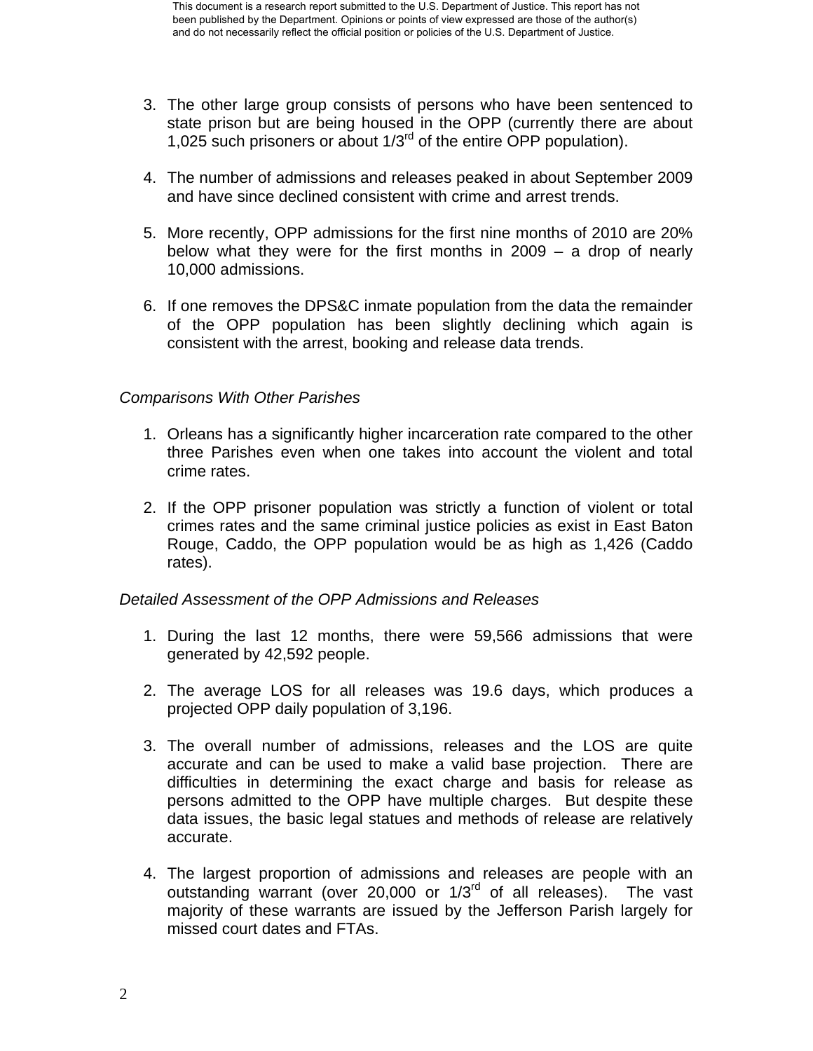3. The other large group consists of persons who have been sentenced to state prison but are being housed in the OPP (currently there are about 1,025 such prisoners or about 1/3rd of the entire OPP population).

4. The number of admissions and releases peaked in about September 2009 and have since declined consistent with crime and arrest trends.

5. More recently, OPP admissions for the first nine months of 2010 are 20% below what they were for the first months in 2009 – a drop of nearly 10,000 admissions.

6. If one removes the DPS&C inmate population from the data the remainder of the OPP population has been slightly declining which again is consistent with the arrest, booking and release data trends.

*Comparisons With Other Parishes*

1. Orleans has a significantly higher incarceration rate compared to the other three Parishes even when one takes into account the violent and total crime rates.

2. If the OPP prisoner population was strictly a function of violent or total crimes rates and the same criminal justice policies as exist in East Baton Rouge, Caddo, the OPP population would be as high as 1,426 (Caddo rates).

*Detailed Assessment of the OPP Admissions and Releases*

1. During the last 12 months, there were 59,566 admissions that were generated by 42,592 people.

2. The average LOS for all releases was 19.6 days, which produces a projected OPP daily population of 3,196.

3. The overall number of admissions, releases and the LOS are quite accurate and can be used to make a valid base projection. There are difficulties in determining the exact charge and basis for release as persons admitted to the OPP have multiple charges. But despite these data issues, the basic legal statues and methods of release are relatively accurate.

4. The largest proportion of admissions and releases are people with an outstanding warrant (over 20,000 or 1/3rd of all releases). The vast majority of these warrants are issued by the Jefferson Parish largely for missed court dates and FTAs.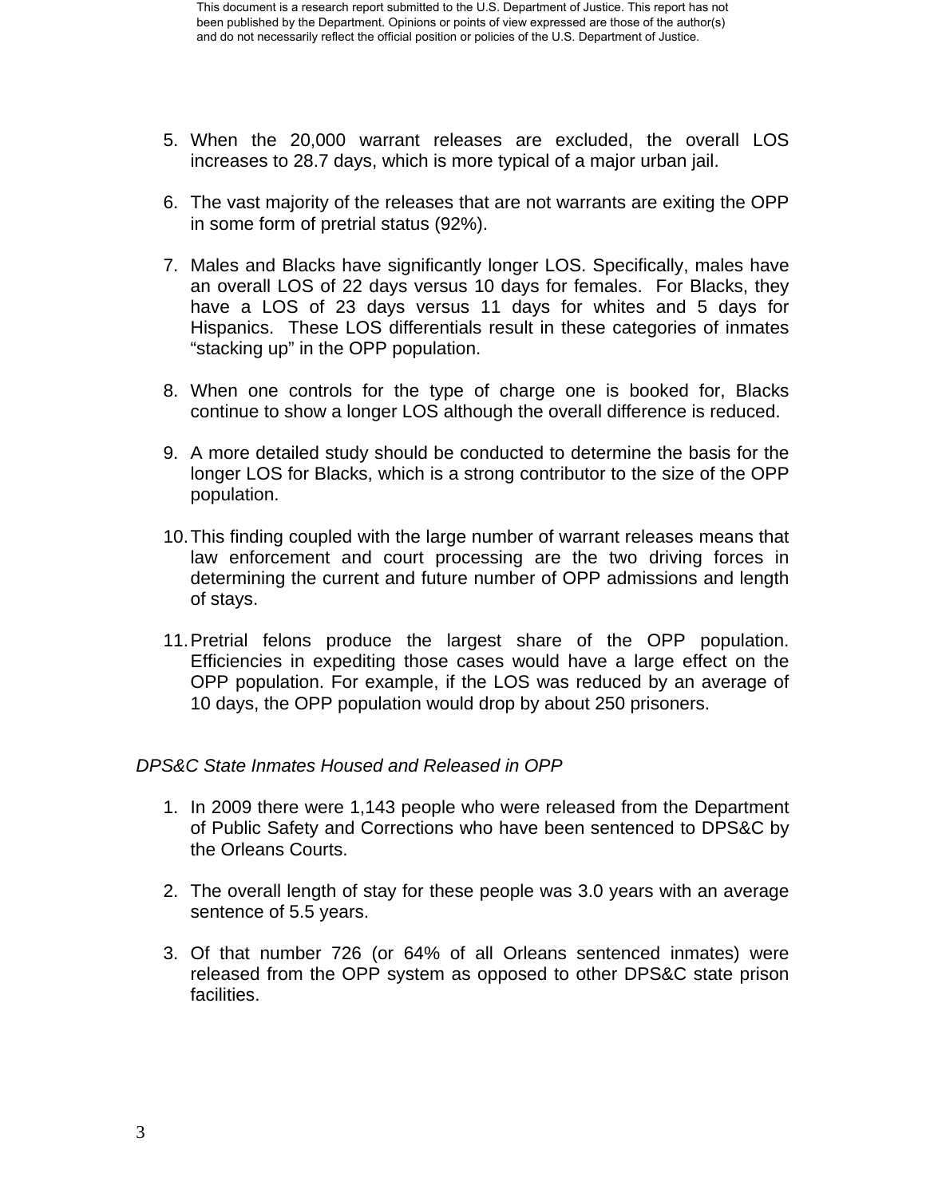5. When the 20,000 warrant releases are excluded, the overall LOS increases to 28.7 days, which is more typical of a major urban jail.

6. The vast majority of the releases that are not warrants are exiting the OPP in some form of pretrial status (92%).

7. Males and Blacks have significantly longer LOS. Specifically, males have an overall LOS of 22 days versus 10 days for females. For Blacks, they have a LOS of 23 days versus 11 days for whites and 5 days for Hispanics. These LOS differentials result in these categories of inmates "stacking up" in the OPP population.

8. When one controls for the type of charge one is booked for, Blacks continue to show a longer LOS although the overall difference is reduced.

9. A more detailed study should be conducted to determine the basis for the longer LOS for Blacks, which is a strong contributor to the size of the OPP population.

10. This finding coupled with the large number of warrant releases means that law enforcement and court processing are the two driving forces in determining the current and future number of OPP admissions and length of stays.

11. Pretrial felons produce the largest share of the OPP population. Efficiencies in expediting those cases would have a large effect on the OPP population. For example, if the LOS was reduced by an average of 10 days, the OPP population would drop by about 250 prisoners.

*DPS&C State Inmates Housed and Released in OPP*

1. In 2009 there were 1,143 people who were released from the Department of Public Safety and Corrections who have been sentenced to DPS&C by the Orleans Courts.

2. The overall length of stay for these people was 3.0 years with an average sentence of 5.5 years.

3. Of that number 726 (or 64% of all Orleans sentenced inmates) were released from the OPP system as opposed to other DPS&C state prison facilities.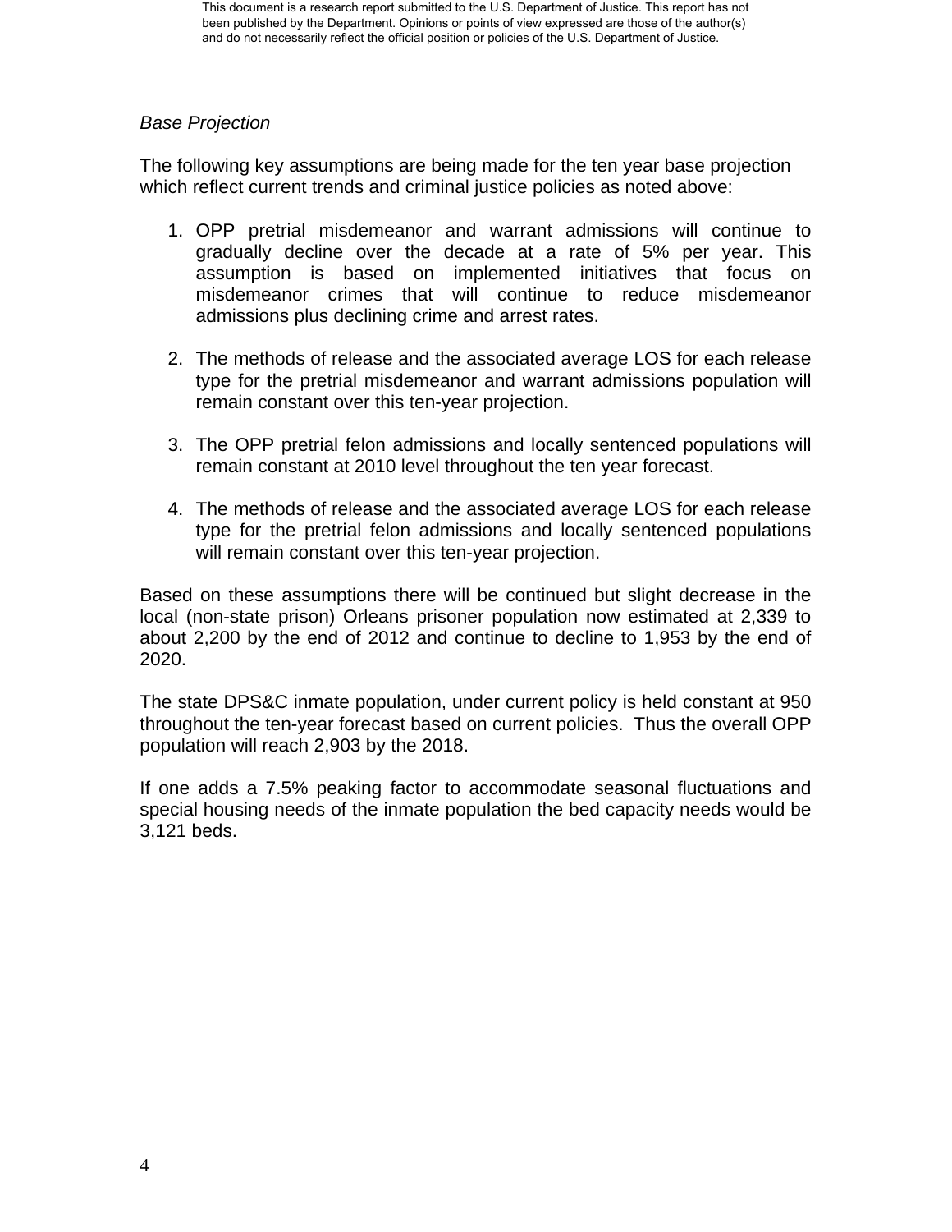*Base Projection*

The following key assumptions are being made for the ten year base projection which reflect current trends and criminal justice policies as noted above:

1. OPP pretrial misdemeanor and warrant admissions will continue to gradually decline over the decade at a rate of 5% per year. This assumption is based on implemented initiatives that focus on misdemeanor crimes that will continue to reduce misdemeanor admissions plus declining crime and arrest rates.

2. The methods of release and the associated average LOS for each release type for the pretrial misdemeanor and warrant admissions population will remain constant over this ten-year projection.

3. The OPP pretrial felon admissions and locally sentenced populations will remain constant at 2010 level throughout the ten year forecast.

4. The methods of release and the associated average LOS for each release type for the pretrial felon admissions and locally sentenced populations will remain constant over this ten-year projection.

Based on these assumptions there will be continued but slight decrease in the local (non-state prison) Orleans prisoner population now estimated at 2,339 to about 2,200 by the end of 2012 and continue to decline to 1,953 by the end of 2020.

The state DPS&C inmate population, under current policy is held constant at 950 throughout the ten-year forecast based on current policies. Thus the overall OPP population will reach 2,903 by the 2018.

If one adds a 7.5% peaking factor to accommodate seasonal fluctuations and special housing needs of the inmate population the bed capacity needs would be 3,121 beds.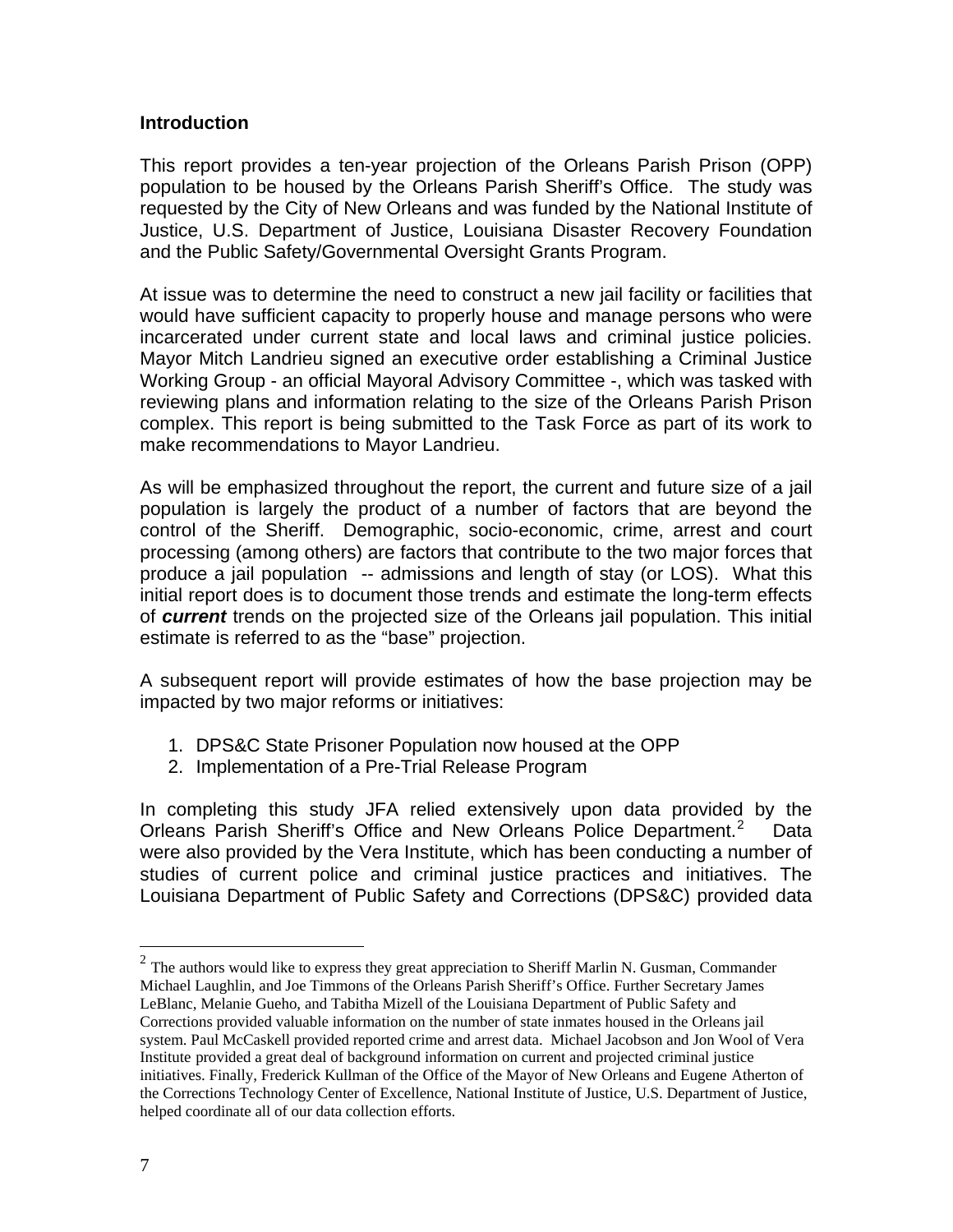### Introduction

This report provides a ten-year projection of the Orleans Parish Prison (OPP) population to be housed by the Orleans Parish Sheriff's Office. The study was requested by the City of New Orleans and was funded by the National Institute of Justice, U.S. Department of Justice, Louisiana Disaster Recovery Foundation and the Public Safety/Governmental Oversight Grants Program.

At issue was to determine the need to construct a new jail facility or facilities that would have sufficient capacity to properly house and manage persons who were incarcerated under current state and local laws and criminal justice policies. Mayor Mitch Landrieu signed an executive order establishing a Criminal Justice Working Group - an official Mayoral Advisory Committee -, which was tasked with reviewing plans and information relating to the size of the Orleans Parish Prison complex. This report is being submitted to the Task Force as part of its work to make recommendations to Mayor Landrieu.

As will be emphasized throughout the report, the current and future size of a jail population is largely the product of a number of factors that are beyond the control of the Sheriff. Demographic, socio-economic, crime, arrest and court processing (among others) are factors that contribute to the two major forces that produce a jail population -- admissions and length of stay (or LOS). What this initial report does is to document those trends and estimate the long-term effects of ***current*** trends on the projected size of the Orleans jail population. This initial estimate is referred to as the "base" projection.

A subsequent report will provide estimates of how the base projection may be impacted by two major reforms or initiatives:

1. DPS&C State Prisoner Population now housed at the OPP
2. Implementation of a Pre-Trial Release Program

In completing this study JFA relied extensively upon data provided by the Orleans Parish Sheriff's Office and New Orleans Police Department.[2] Data were also provided by the Vera Institute, which has been conducting a number of studies of current police and criminal justice practices and initiatives. The Louisiana Department of Public Safety and Corrections (DPS&C) provided data

[2] The authors would like to express they great appreciation to Sheriff Marlin N. Gusman, Commander Michael Laughlin, and Joe Timmons of the Orleans Parish Sheriff's Office. Further Secretary James LeBlanc, Melanie Gueho, and Tabitha Mizell of the Louisiana Department of Public Safety and Corrections provided valuable information on the number of state inmates housed in the Orleans jail system. Paul McCaskell provided reported crime and arrest data. Michael Jacobson and Jon Wool of Vera Institute provided a great deal of background information on current and projected criminal justice initiatives. Finally, Frederick Kullman of the Office of the Mayor of New Orleans and Eugene Atherton of the Corrections Technology Center of Excellence, National Institute of Justice, U.S. Department of Justice, helped coordinate all of our data collection efforts.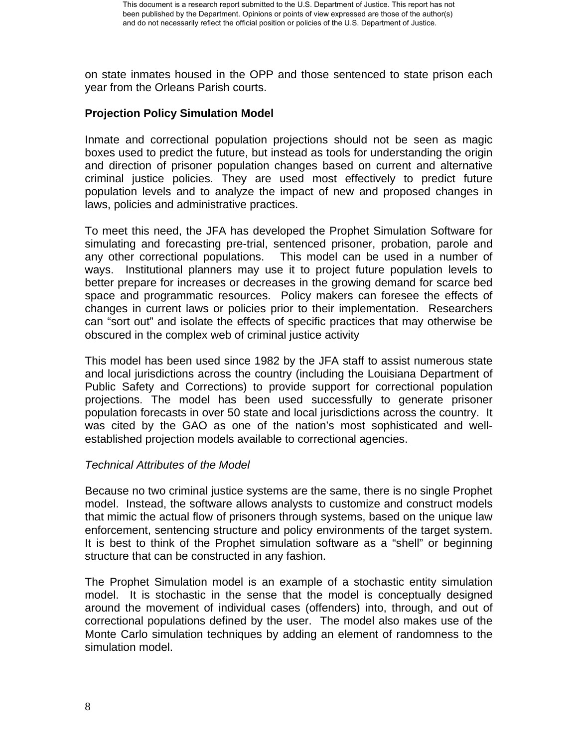on state inmates housed in the OPP and those sentenced to state prison each year from the Orleans Parish courts.

## Projection Policy Simulation Model

Inmate and correctional population projections should not be seen as magic boxes used to predict the future, but instead as tools for understanding the origin and direction of prisoner population changes based on current and alternative criminal justice policies. They are used most effectively to predict future population levels and to analyze the impact of new and proposed changes in laws, policies and administrative practices.

To meet this need, the JFA has developed the Prophet Simulation Software for simulating and forecasting pre-trial, sentenced prisoner, probation, parole and any other correctional populations. This model can be used in a number of ways. Institutional planners may use it to project future population levels to better prepare for increases or decreases in the growing demand for scarce bed space and programmatic resources. Policy makers can foresee the effects of changes in current laws or policies prior to their implementation. Researchers can "sort out" and isolate the effects of specific practices that may otherwise be obscured in the complex web of criminal justice activity

This model has been used since 1982 by the JFA staff to assist numerous state and local jurisdictions across the country (including the Louisiana Department of Public Safety and Corrections) to provide support for correctional population projections. The model has been used successfully to generate prisoner population forecasts in over 50 state and local jurisdictions across the country. It was cited by the GAO as one of the nation's most sophisticated and well-established projection models available to correctional agencies.

*Technical Attributes of the Model*

Because no two criminal justice systems are the same, there is no single Prophet model. Instead, the software allows analysts to customize and construct models that mimic the actual flow of prisoners through systems, based on the unique law enforcement, sentencing structure and policy environments of the target system. It is best to think of the Prophet simulation software as a "shell" or beginning structure that can be constructed in any fashion.

The Prophet Simulation model is an example of a stochastic entity simulation model. It is stochastic in the sense that the model is conceptually designed around the movement of individual cases (offenders) into, through, and out of correctional populations defined by the user. The model also makes use of the Monte Carlo simulation techniques by adding an element of randomness to the simulation model.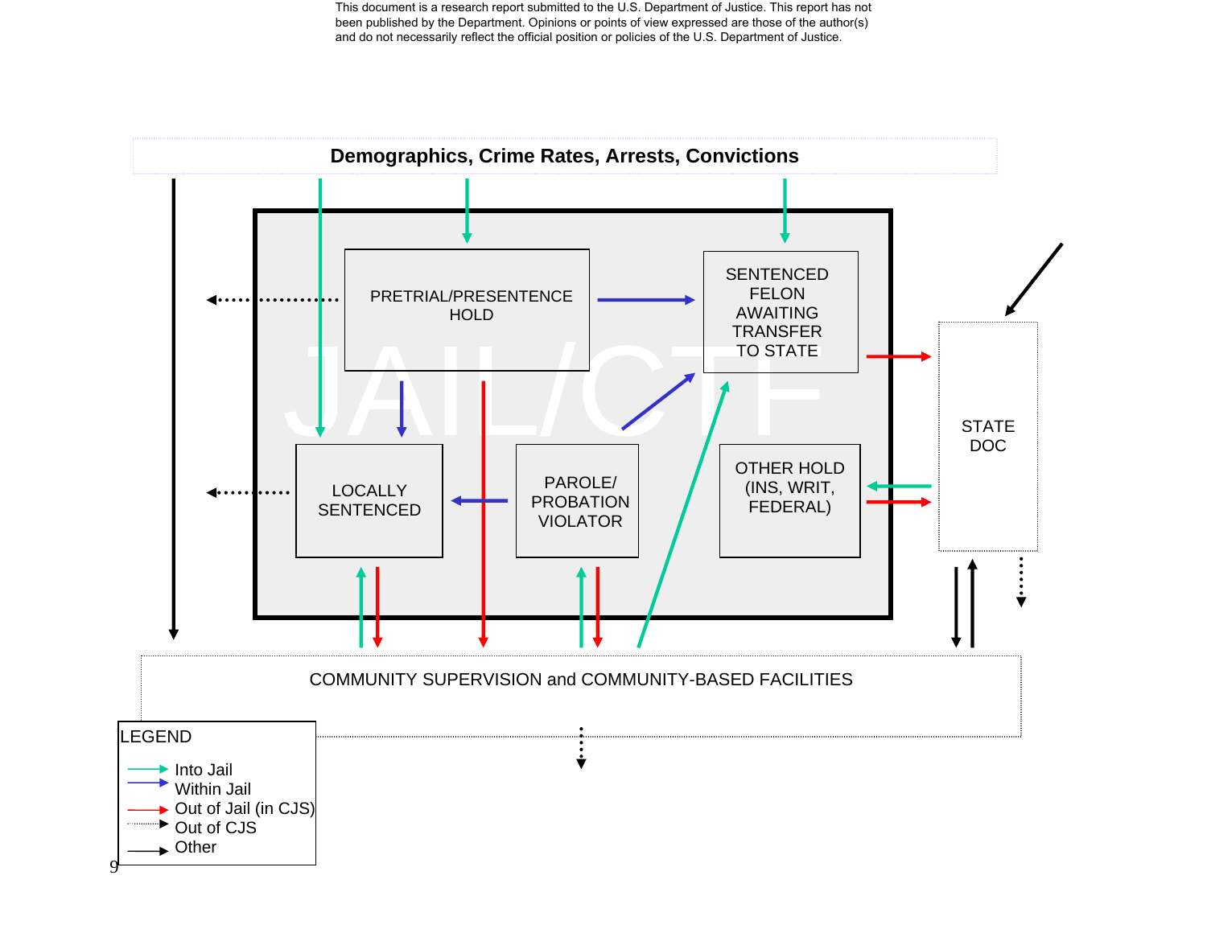This document is a research report submitted to the U.S. Department of Justice. This report has not been published by the Department. Opinions or points of view expressed are those of the author(s) and do not necessarily reflect the official position or policies of the U.S. Department of Justice.

**Demographics, Crime Rates, Arrests, Convictions**

JAIL/CTF

PRETRIAL/PRESENTENCE HOLD

SENTENCED FELON AWAITING TRANSFER TO STATE

LOCALLY SENTENCED

PAROLE/ PROBATION VIOLATOR

OTHER HOLD (INS, WRIT, FEDERAL)

STATE DOC

COMMUNITY SUPERVISION and COMMUNITY-BASED FACILITIES

LEGEND
- Into Jail
- Within Jail
- Out of Jail (in CJS)
- Out of CJS
- Other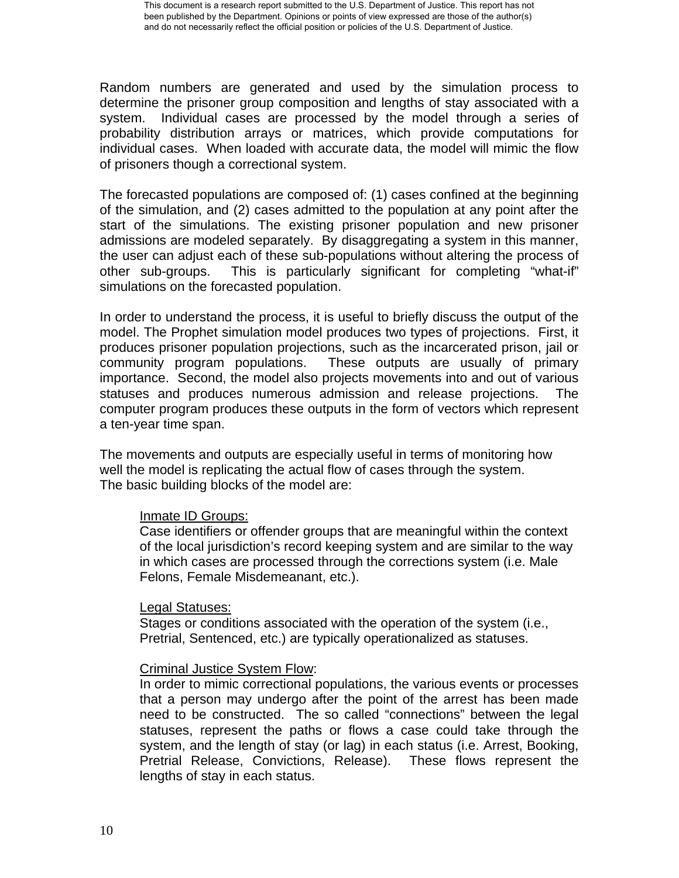Random numbers are generated and used by the simulation process to determine the prisoner group composition and lengths of stay associated with a system. Individual cases are processed by the model through a series of probability distribution arrays or matrices, which provide computations for individual cases. When loaded with accurate data, the model will mimic the flow of prisoners though a correctional system.

The forecasted populations are composed of: (1) cases confined at the beginning of the simulation, and (2) cases admitted to the population at any point after the start of the simulations. The existing prisoner population and new prisoner admissions are modeled separately. By disaggregating a system in this manner, the user can adjust each of these sub-populations without altering the process of other sub-groups. This is particularly significant for completing "what-if" simulations on the forecasted population.

In order to understand the process, it is useful to briefly discuss the output of the model. The Prophet simulation model produces two types of projections. First, it produces prisoner population projections, such as the incarcerated prison, jail or community program populations. These outputs are usually of primary importance. Second, the model also projects movements into and out of various statuses and produces numerous admission and release projections. The computer program produces these outputs in the form of vectors which represent a ten-year time span.

The movements and outputs are especially useful in terms of monitoring how well the model is replicating the actual flow of cases through the system. The basic building blocks of the model are:

> <u>Inmate ID Groups:</u>
> Case identifiers or offender groups that are meaningful within the context of the local jurisdiction's record keeping system and are similar to the way in which cases are processed through the corrections system (i.e. Male Felons, Female Misdemeanant, etc.).
>
> <u>Legal Statuses:</u>
> Stages or conditions associated with the operation of the system (i.e., Pretrial, Sentenced, etc.) are typically operationalized as statuses.
>
> <u>Criminal Justice System Flow</u>:
> In order to mimic correctional populations, the various events or processes that a person may undergo after the point of the arrest has been made need to be constructed. The so called "connections" between the legal statuses, represent the paths or flows a case could take through the system, and the length of stay (or lag) in each status (i.e. Arrest, Booking, Pretrial Release, Convictions, Release). These flows represent the lengths of stay in each status.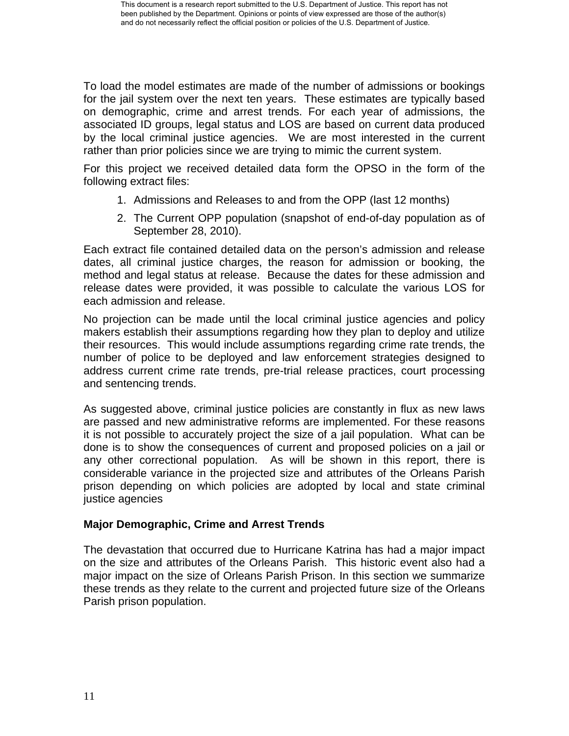To load the model estimates are made of the number of admissions or bookings for the jail system over the next ten years. These estimates are typically based on demographic, crime and arrest trends. For each year of admissions, the associated ID groups, legal status and LOS are based on current data produced by the local criminal justice agencies. We are most interested in the current rather than prior policies since we are trying to mimic the current system.

For this project we received detailed data form the OPSO in the form of the following extract files:

1. Admissions and Releases to and from the OPP (last 12 months)
2. The Current OPP population (snapshot of end-of-day population as of September 28, 2010).

Each extract file contained detailed data on the person's admission and release dates, all criminal justice charges, the reason for admission or booking, the method and legal status at release. Because the dates for these admission and release dates were provided, it was possible to calculate the various LOS for each admission and release.

No projection can be made until the local criminal justice agencies and policy makers establish their assumptions regarding how they plan to deploy and utilize their resources. This would include assumptions regarding crime rate trends, the number of police to be deployed and law enforcement strategies designed to address current crime rate trends, pre-trial release practices, court processing and sentencing trends.

As suggested above, criminal justice policies are constantly in flux as new laws are passed and new administrative reforms are implemented. For these reasons it is not possible to accurately project the size of a jail population. What can be done is to show the consequences of current and proposed policies on a jail or any other correctional population. As will be shown in this report, there is considerable variance in the projected size and attributes of the Orleans Parish prison depending on which policies are adopted by local and state criminal justice agencies

**Major Demographic, Crime and Arrest Trends**

The devastation that occurred due to Hurricane Katrina has had a major impact on the size and attributes of the Orleans Parish. This historic event also had a major impact on the size of Orleans Parish Prison. In this section we summarize these trends as they relate to the current and projected future size of the Orleans Parish prison population.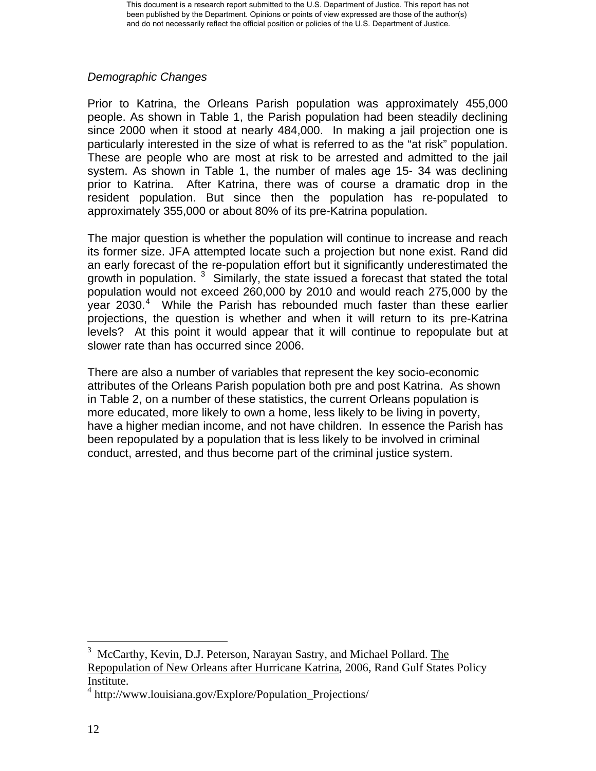*Demographic Changes*

Prior to Katrina, the Orleans Parish population was approximately 455,000 people. As shown in Table 1, the Parish population had been steadily declining since 2000 when it stood at nearly 484,000. In making a jail projection one is particularly interested in the size of what is referred to as the "at risk" population. These are people who are most at risk to be arrested and admitted to the jail system. As shown in Table 1, the number of males age 15- 34 was declining prior to Katrina. After Katrina, there was of course a dramatic drop in the resident population. But since then the population has re-populated to approximately 355,000 or about 80% of its pre-Katrina population.

The major question is whether the population will continue to increase and reach its former size. JFA attempted locate such a projection but none exist. Rand did an early forecast of the re-population effort but it significantly underestimated the growth in population. [3] Similarly, the state issued a forecast that stated the total population would not exceed 260,000 by 2010 and would reach 275,000 by the year 2030.[4] While the Parish has rebounded much faster than these earlier projections, the question is whether and when it will return to its pre-Katrina levels? At this point it would appear that it will continue to repopulate but at slower rate than has occurred since 2006.

There are also a number of variables that represent the key socio-economic attributes of the Orleans Parish population both pre and post Katrina. As shown in Table 2, on a number of these statistics, the current Orleans population is more educated, more likely to own a home, less likely to be living in poverty, have a higher median income, and not have children. In essence the Parish has been repopulated by a population that is less likely to be involved in criminal conduct, arrested, and thus become part of the criminal justice system.

---

[3] McCarthy, Kevin, D.J. Peterson, Narayan Sastry, and Michael Pollard. The Repopulation of New Orleans after Hurricane Katrina, 2006, Rand Gulf States Policy Institute.

[4] http://www.louisiana.gov/Explore/Population_Projections/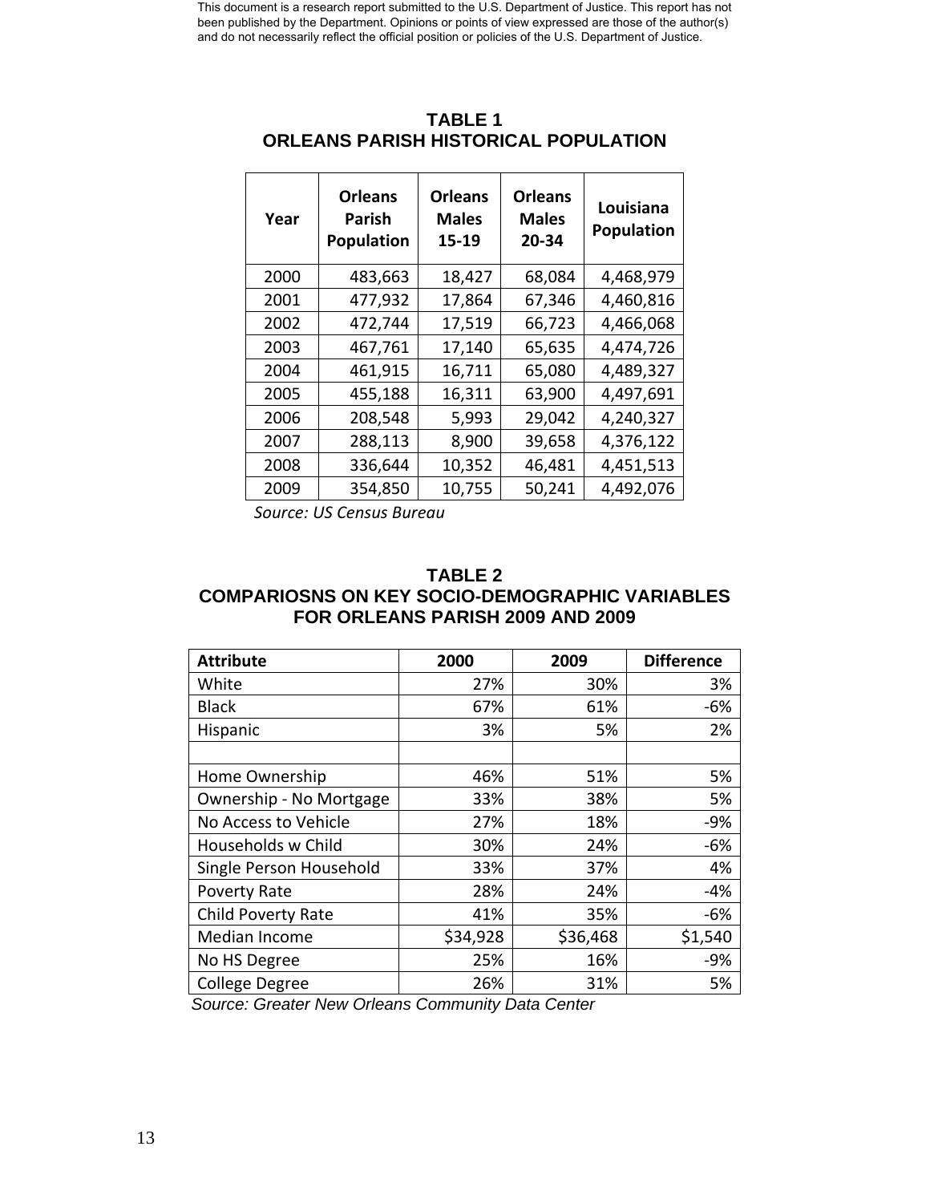This document is a research report submitted to the U.S. Department of Justice. This report has not been published by the Department. Opinions or points of view expressed are those of the author(s) and do not necessarily reflect the official position or policies of the U.S. Department of Justice.

## TABLE 1
## ORLEANS PARISH HISTORICAL POPULATION

| Year | Orleans Parish Population | Orleans Males 15-19 | Orleans Males 20-34 | Louisiana Population |
|---|---|---|---|---|
| 2000 | 483,663 | 18,427 | 68,084 | 4,468,979 |
| 2001 | 477,932 | 17,864 | 67,346 | 4,460,816 |
| 2002 | 472,744 | 17,519 | 66,723 | 4,466,068 |
| 2003 | 467,761 | 17,140 | 65,635 | 4,474,726 |
| 2004 | 461,915 | 16,711 | 65,080 | 4,489,327 |
| 2005 | 455,188 | 16,311 | 63,900 | 4,497,691 |
| 2006 | 208,548 | 5,993 | 29,042 | 4,240,327 |
| 2007 | 288,113 | 8,900 | 39,658 | 4,376,122 |
| 2008 | 336,644 | 10,352 | 46,481 | 4,451,513 |
| 2009 | 354,850 | 10,755 | 50,241 | 4,492,076 |

*Source: US Census Bureau*

## TABLE 2
## COMPARIOSNS ON KEY SOCIO-DEMOGRAPHIC VARIABLES FOR ORLEANS PARISH 2009 AND 2009

| Attribute | 2000 | 2009 | Difference |
|---|---|---|---|
| White | 27% | 30% | 3% |
| Black | 67% | 61% | -6% |
| Hispanic | 3% | 5% | 2% |
| | | | |
| Home Ownership | 46% | 51% | 5% |
| Ownership - No Mortgage | 33% | 38% | 5% |
| No Access to Vehicle | 27% | 18% | -9% |
| Households w Child | 30% | 24% | -6% |
| Single Person Household | 33% | 37% | 4% |
| Poverty Rate | 28% | 24% | -4% |
| Child Poverty Rate | 41% | 35% | -6% |
| Median Income | $34,928 | $36,468 | $1,540 |
| No HS Degree | 25% | 16% | -9% |
| College Degree | 26% | 31% | 5% |

*Source: Greater New Orleans Community Data Center*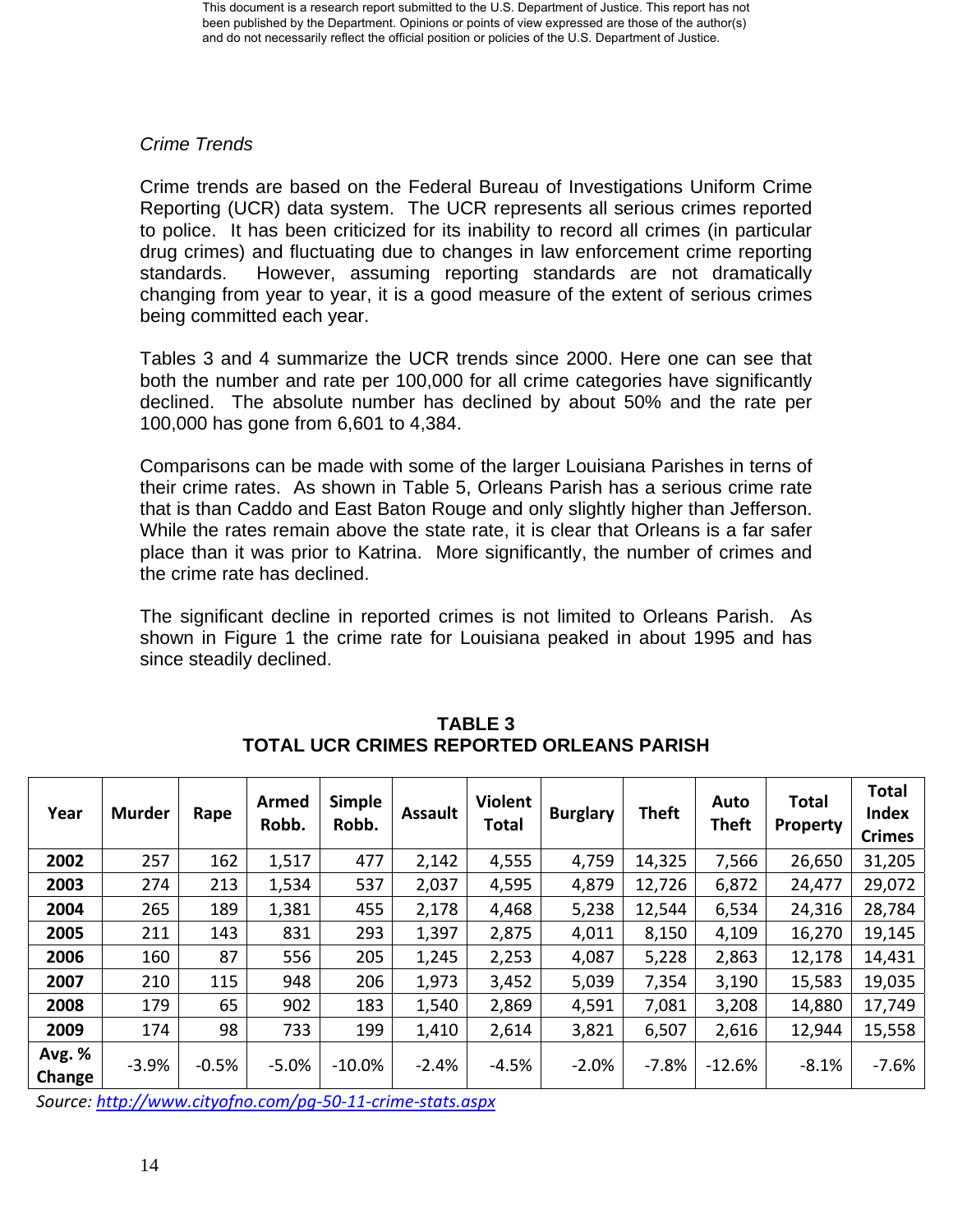*Crime Trends*

Crime trends are based on the Federal Bureau of Investigations Uniform Crime Reporting (UCR) data system. The UCR represents all serious crimes reported to police. It has been criticized for its inability to record all crimes (in particular drug crimes) and fluctuating due to changes in law enforcement crime reporting standards. However, assuming reporting standards are not dramatically changing from year to year, it is a good measure of the extent of serious crimes being committed each year.

Tables 3 and 4 summarize the UCR trends since 2000. Here one can see that both the number and rate per 100,000 for all crime categories have significantly declined. The absolute number has declined by about 50% and the rate per 100,000 has gone from 6,601 to 4,384.

Comparisons can be made with some of the larger Louisiana Parishes in terns of their crime rates. As shown in Table 5, Orleans Parish has a serious crime rate that is than Caddo and East Baton Rouge and only slightly higher than Jefferson. While the rates remain above the state rate, it is clear that Orleans is a far safer place than it was prior to Katrina. More significantly, the number of crimes and the crime rate has declined.

The significant decline in reported crimes is not limited to Orleans Parish. As shown in Figure 1 the crime rate for Louisiana peaked in about 1995 and has since steadily declined.

**TABLE 3**
**TOTAL UCR CRIMES REPORTED ORLEANS PARISH**

| Year | Murder | Rape | Armed Robb. | Simple Robb. | Assault | Violent Total | Burglary | Theft | Auto Theft | Total Property | Total Index Crimes |
|---|---|---|---|---|---|---|---|---|---|---|---|
| 2002 | 257 | 162 | 1,517 | 477 | 2,142 | 4,555 | 4,759 | 14,325 | 7,566 | 26,650 | 31,205 |
| 2003 | 274 | 213 | 1,534 | 537 | 2,037 | 4,595 | 4,879 | 12,726 | 6,872 | 24,477 | 29,072 |
| 2004 | 265 | 189 | 1,381 | 455 | 2,178 | 4,468 | 5,238 | 12,544 | 6,534 | 24,316 | 28,784 |
| 2005 | 211 | 143 | 831 | 293 | 1,397 | 2,875 | 4,011 | 8,150 | 4,109 | 16,270 | 19,145 |
| 2006 | 160 | 87 | 556 | 205 | 1,245 | 2,253 | 4,087 | 5,228 | 2,863 | 12,178 | 14,431 |
| 2007 | 210 | 115 | 948 | 206 | 1,973 | 3,452 | 5,039 | 7,354 | 3,190 | 15,583 | 19,035 |
| 2008 | 179 | 65 | 902 | 183 | 1,540 | 2,869 | 4,591 | 7,081 | 3,208 | 14,880 | 17,749 |
| 2009 | 174 | 98 | 733 | 199 | 1,410 | 2,614 | 3,821 | 6,507 | 2,616 | 12,944 | 15,558 |
| Avg. % Change | -3.9% | -0.5% | -5.0% | -10.0% | -2.4% | -4.5% | -2.0% | -7.8% | -12.6% | -8.1% | -7.6% |

*Source: http://www.cityofno.com/pg-50-11-crime-stats.aspx*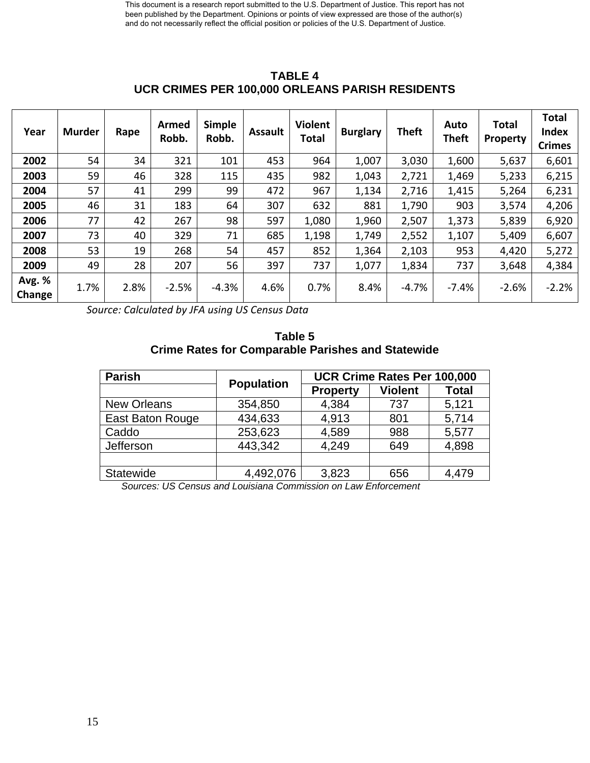This document is a research report submitted to the U.S. Department of Justice. This report has not been published by the Department. Opinions or points of view expressed are those of the author(s) and do not necessarily reflect the official position or policies of the U.S. Department of Justice.

**TABLE 4**
**UCR CRIMES PER 100,000 ORLEANS PARISH RESIDENTS**

| Year | Murder | Rape | Armed Robb. | Simple Robb. | Assault | Violent Total | Burglary | Theft | Auto Theft | Total Property | Total Index Crimes |
|---|---|---|---|---|---|---|---|---|---|---|---|
| **2002** | 54 | 34 | 321 | 101 | 453 | 964 | 1,007 | 3,030 | 1,600 | 5,637 | 6,601 |
| **2003** | 59 | 46 | 328 | 115 | 435 | 982 | 1,043 | 2,721 | 1,469 | 5,233 | 6,215 |
| **2004** | 57 | 41 | 299 | 99 | 472 | 967 | 1,134 | 2,716 | 1,415 | 5,264 | 6,231 |
| **2005** | 46 | 31 | 183 | 64 | 307 | 632 | 881 | 1,790 | 903 | 3,574 | 4,206 |
| **2006** | 77 | 42 | 267 | 98 | 597 | 1,080 | 1,960 | 2,507 | 1,373 | 5,839 | 6,920 |
| **2007** | 73 | 40 | 329 | 71 | 685 | 1,198 | 1,749 | 2,552 | 1,107 | 5,409 | 6,607 |
| **2008** | 53 | 19 | 268 | 54 | 457 | 852 | 1,364 | 2,103 | 953 | 4,420 | 5,272 |
| **2009** | 49 | 28 | 207 | 56 | 397 | 737 | 1,077 | 1,834 | 737 | 3,648 | 4,384 |
| **Avg. % Change** | 1.7% | 2.8% | -2.5% | -4.3% | 4.6% | 0.7% | 8.4% | -4.7% | -7.4% | -2.6% | -2.2% |

*Source: Calculated by JFA using US Census Data*

**Table 5**
**Crime Rates for Comparable Parishes and Statewide**

| Parish | Population | UCR Crime Rates Per 100,000 | | |
|---|---|---|---|---|
| | | Property | Violent | Total |
| New Orleans | 354,850 | 4,384 | 737 | 5,121 |
| East Baton Rouge | 434,633 | 4,913 | 801 | 5,714 |
| Caddo | 253,623 | 4,589 | 988 | 5,577 |
| Jefferson | 443,342 | 4,249 | 649 | 4,898 |
| | | | | |
| Statewide | 4,492,076 | 3,823 | 656 | 4,479 |

*Sources: US Census and Louisiana Commission on Law Enforcement*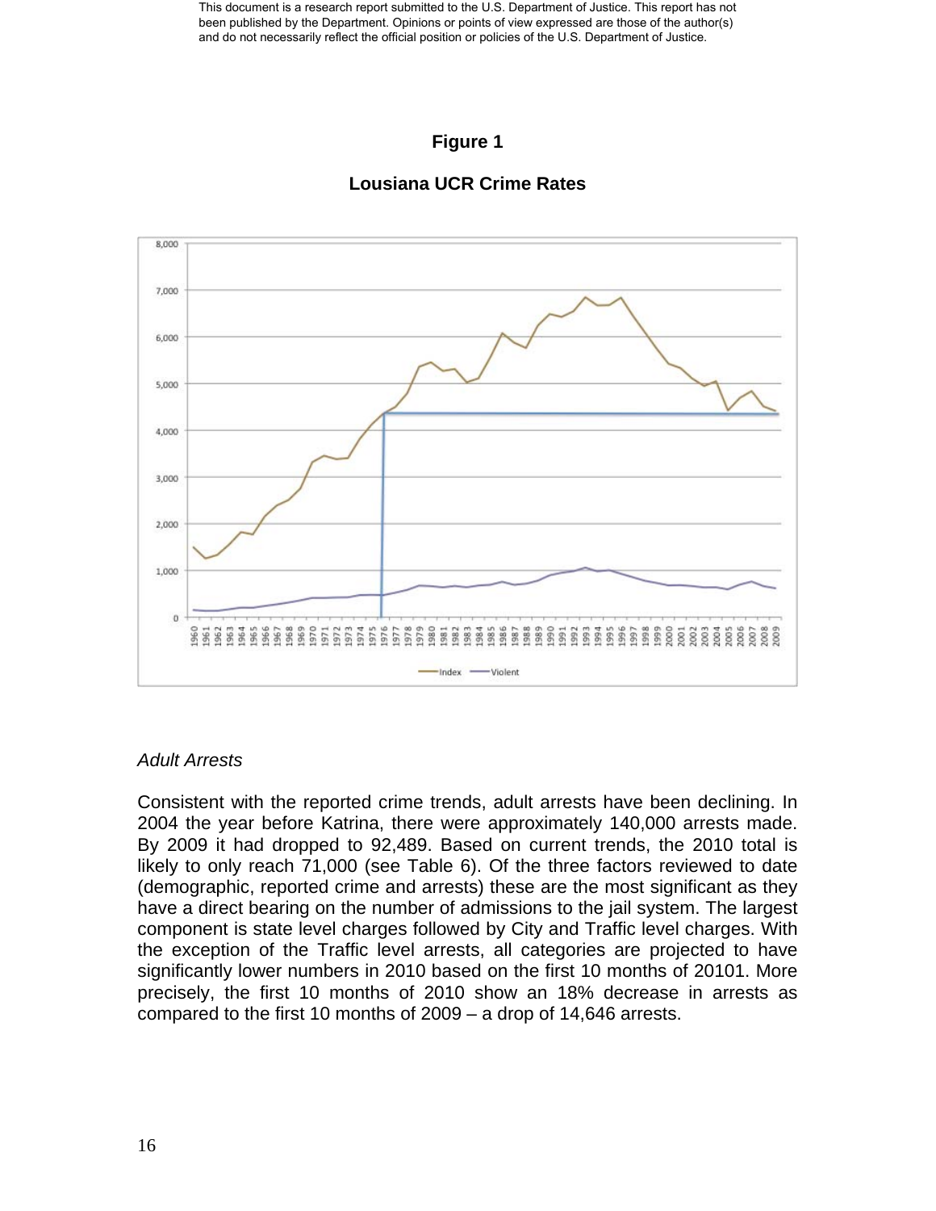**Figure 1**

**Lousiana UCR Crime Rates**

*Adult Arrests*

Consistent with the reported crime trends, adult arrests have been declining. In 2004 the year before Katrina, there were approximately 140,000 arrests made. By 2009 it had dropped to 92,489. Based on current trends, the 2010 total is likely to only reach 71,000 (see Table 6). Of the three factors reviewed to date (demographic, reported crime and arrests) these are the most significant as they have a direct bearing on the number of admissions to the jail system. The largest component is state level charges followed by City and Traffic level charges. With the exception of the Traffic level arrests, all categories are projected to have significantly lower numbers in 2010 based on the first 10 months of 20101. More precisely, the first 10 months of 2010 show an 18% decrease in arrests as compared to the first 10 months of 2009 – a drop of 14,646 arrests.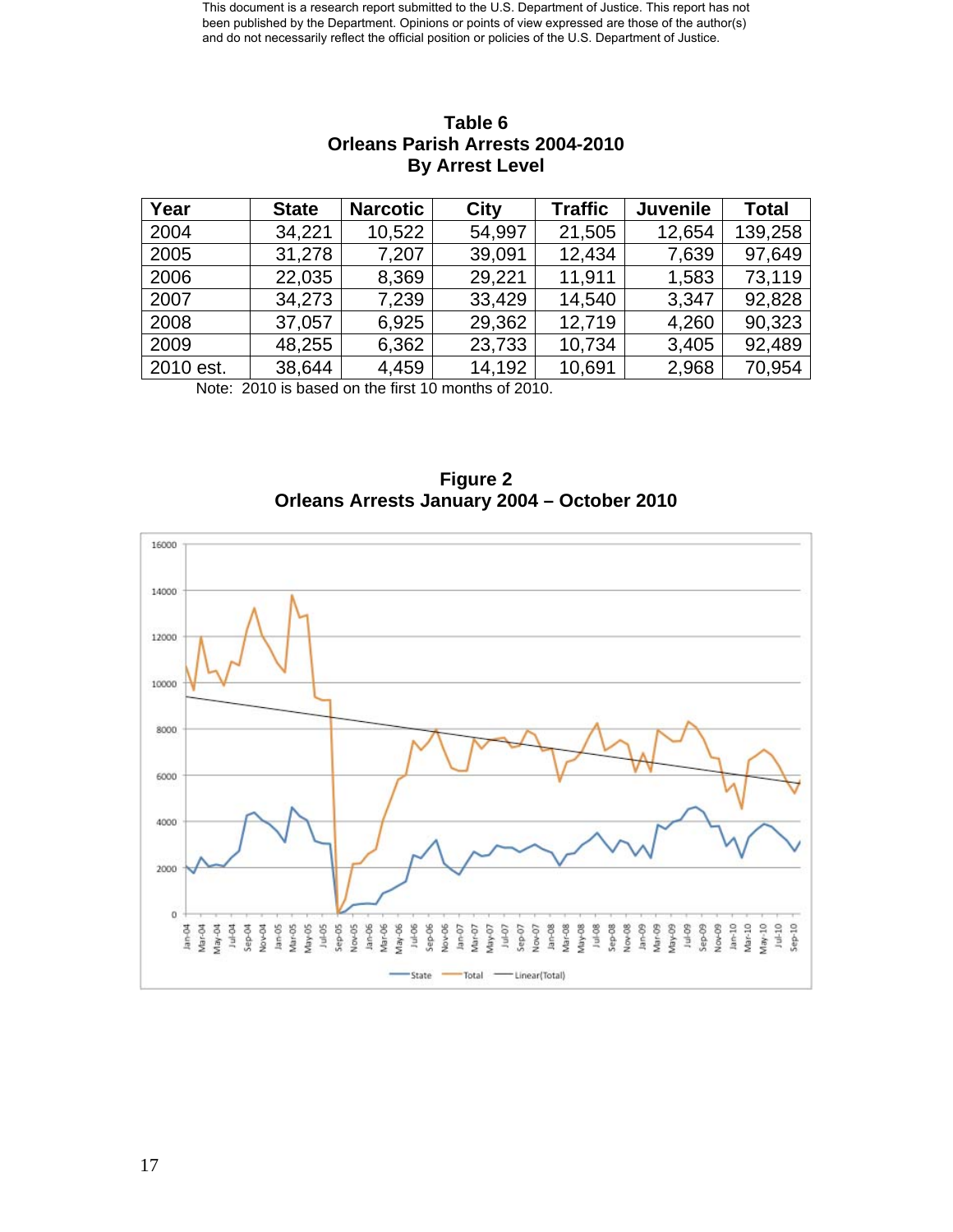This document is a research report submitted to the U.S. Department of Justice. This report has not been published by the Department. Opinions or points of view expressed are those of the author(s) and do not necessarily reflect the official position or policies of the U.S. Department of Justice.

**Table 6**
**Orleans Parish Arrests 2004-2010**
**By Arrest Level**

| Year | State | Narcotic | City | Traffic | Juvenile | Total |
|---|---|---|---|---|---|---|
| 2004 | 34,221 | 10,522 | 54,997 | 21,505 | 12,654 | 139,258 |
| 2005 | 31,278 | 7,207 | 39,091 | 12,434 | 7,639 | 97,649 |
| 2006 | 22,035 | 8,369 | 29,221 | 11,911 | 1,583 | 73,119 |
| 2007 | 34,273 | 7,239 | 33,429 | 14,540 | 3,347 | 92,828 |
| 2008 | 37,057 | 6,925 | 29,362 | 12,719 | 4,260 | 90,323 |
| 2009 | 48,255 | 6,362 | 23,733 | 10,734 | 3,405 | 92,489 |
| 2010 est. | 38,644 | 4,459 | 14,192 | 10,691 | 2,968 | 70,954 |

Note: 2010 is based on the first 10 months of 2010.

**Figure 2**
**Orleans Arrests January 2004 – October 2010**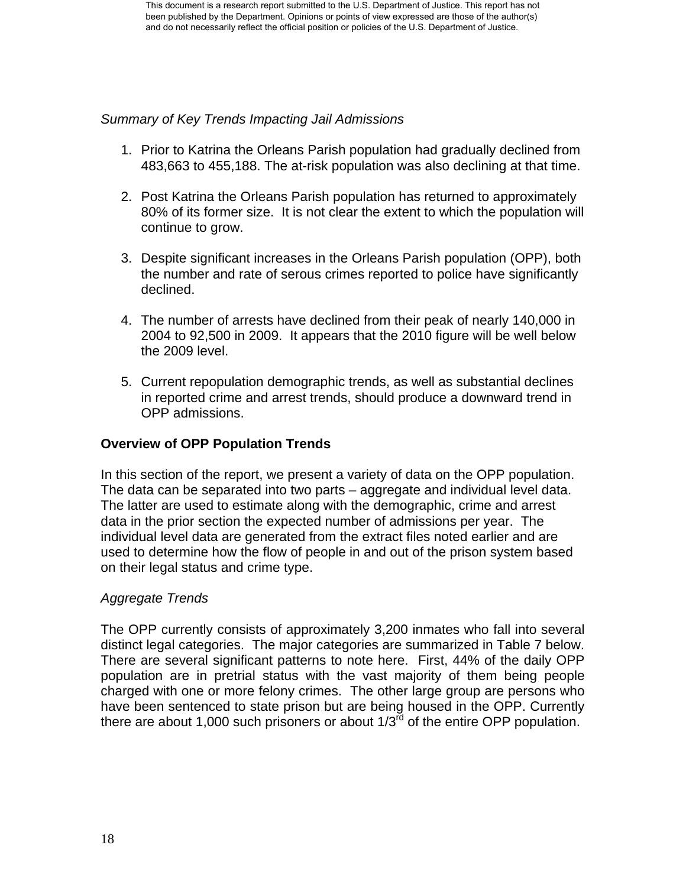*Summary of Key Trends Impacting Jail Admissions*

1. Prior to Katrina the Orleans Parish population had gradually declined from 483,663 to 455,188. The at-risk population was also declining at that time.

2. Post Katrina the Orleans Parish population has returned to approximately 80% of its former size. It is not clear the extent to which the population will continue to grow.

3. Despite significant increases in the Orleans Parish population (OPP), both the number and rate of serous crimes reported to police have significantly declined.

4. The number of arrests have declined from their peak of nearly 140,000 in 2004 to 92,500 in 2009. It appears that the 2010 figure will be well below the 2009 level.

5. Current repopulation demographic trends, as well as substantial declines in reported crime and arrest trends, should produce a downward trend in OPP admissions.

**Overview of OPP Population Trends**

In this section of the report, we present a variety of data on the OPP population. The data can be separated into two parts – aggregate and individual level data. The latter are used to estimate along with the demographic, crime and arrest data in the prior section the expected number of admissions per year. The individual level data are generated from the extract files noted earlier and are used to determine how the flow of people in and out of the prison system based on their legal status and crime type.

*Aggregate Trends*

The OPP currently consists of approximately 3,200 inmates who fall into several distinct legal categories. The major categories are summarized in Table 7 below. There are several significant patterns to note here. First, 44% of the daily OPP population are in pretrial status with the vast majority of them being people charged with one or more felony crimes. The other large group are persons who have been sentenced to state prison but are being housed in the OPP. Currently there are about 1,000 such prisoners or about 1/3rd of the entire OPP population.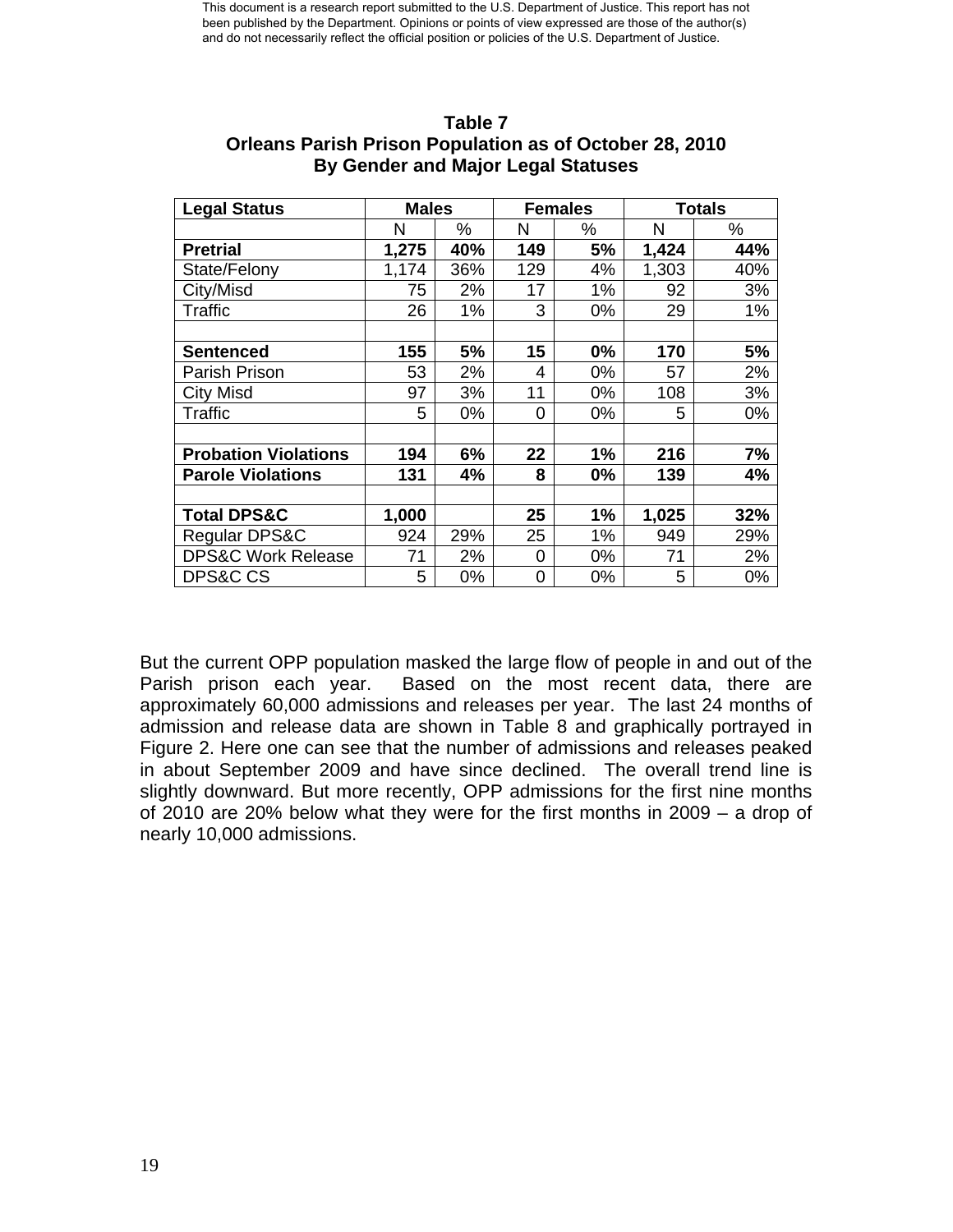**Table 7**
**Orleans Parish Prison Population as of October 28, 2010**
**By Gender and Major Legal Statuses**

| Legal Status | Males | | Females | | Totals | |
|---|---|---|---|---|---|---|
| | N | % | N | % | N | % |
| **Pretrial** | **1,275** | **40%** | **149** | **5%** | **1,424** | **44%** |
| State/Felony | 1,174 | 36% | 129 | 4% | 1,303 | 40% |
| City/Misd | 75 | 2% | 17 | 1% | 92 | 3% |
| Traffic | 26 | 1% | 3 | 0% | 29 | 1% |
| | | | | | | |
| **Sentenced** | **155** | **5%** | **15** | **0%** | **170** | **5%** |
| Parish Prison | 53 | 2% | 4 | 0% | 57 | 2% |
| City Misd | 97 | 3% | 11 | 0% | 108 | 3% |
| Traffic | 5 | 0% | 0 | 0% | 5 | 0% |
| | | | | | | |
| **Probation Violations** | **194** | **6%** | **22** | **1%** | **216** | **7%** |
| **Parole Violations** | **131** | **4%** | **8** | **0%** | **139** | **4%** |
| | | | | | | |
| **Total DPS&C** | **1,000** | | **25** | **1%** | **1,025** | **32%** |
| Regular DPS&C | 924 | 29% | 25 | 1% | 949 | 29% |
| DPS&C Work Release | 71 | 2% | 0 | 0% | 71 | 2% |
| DPS&C CS | 5 | 0% | 0 | 0% | 5 | 0% |

But the current OPP population masked the large flow of people in and out of the Parish prison each year. Based on the most recent data, there are approximately 60,000 admissions and releases per year. The last 24 months of admission and release data are shown in Table 8 and graphically portrayed in Figure 2. Here one can see that the number of admissions and releases peaked in about September 2009 and have since declined. The overall trend line is slightly downward. But more recently, OPP admissions for the first nine months of 2010 are 20% below what they were for the first months in 2009 – a drop of nearly 10,000 admissions.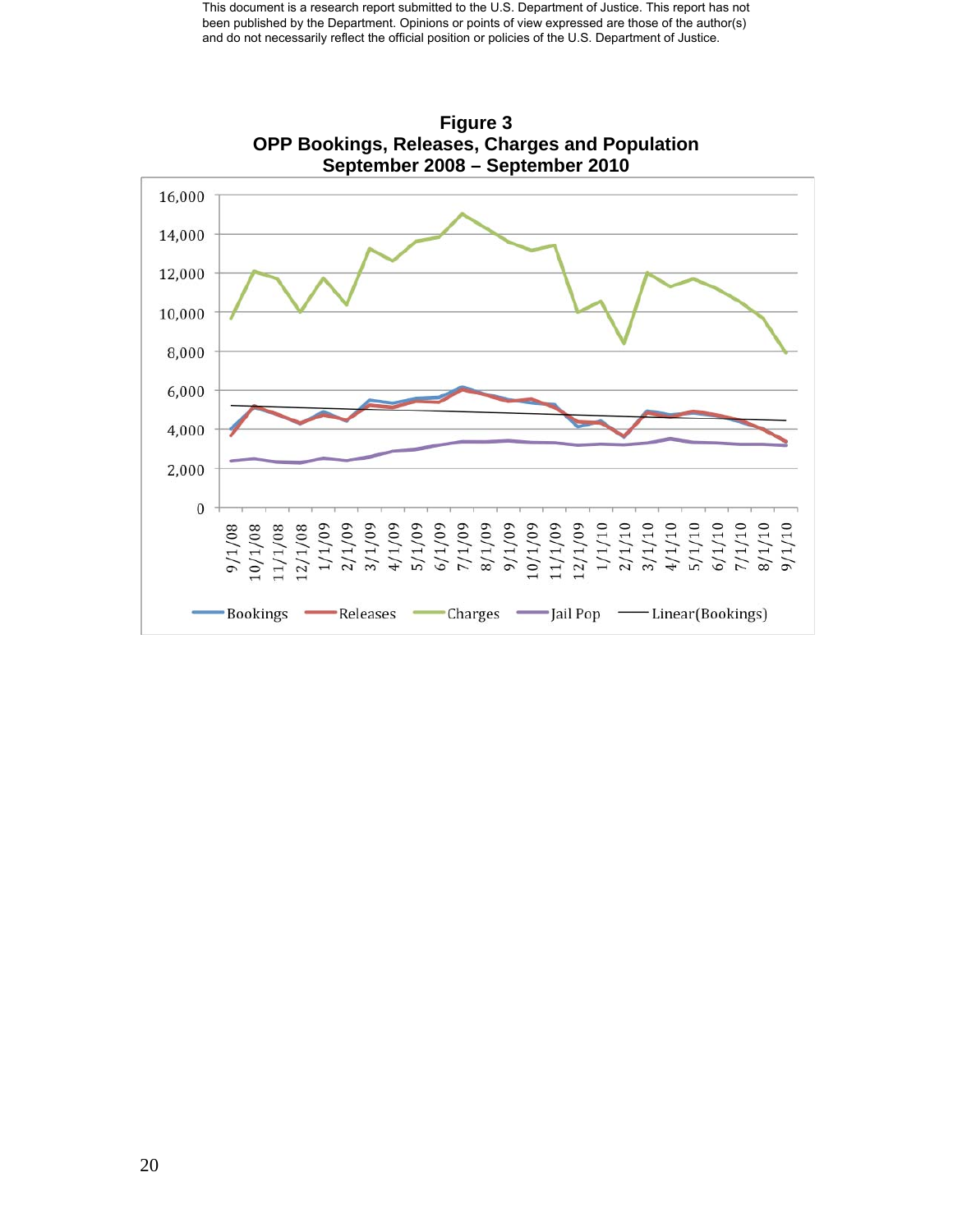This document is a research report submitted to the U.S. Department of Justice. This report has not been published by the Department. Opinions or points of view expressed are those of the author(s) and do not necessarily reflect the official position or policies of the U.S. Department of Justice.

**Figure 3**
**OPP Bookings, Releases, Charges and Population**
**September 2008 – September 2010**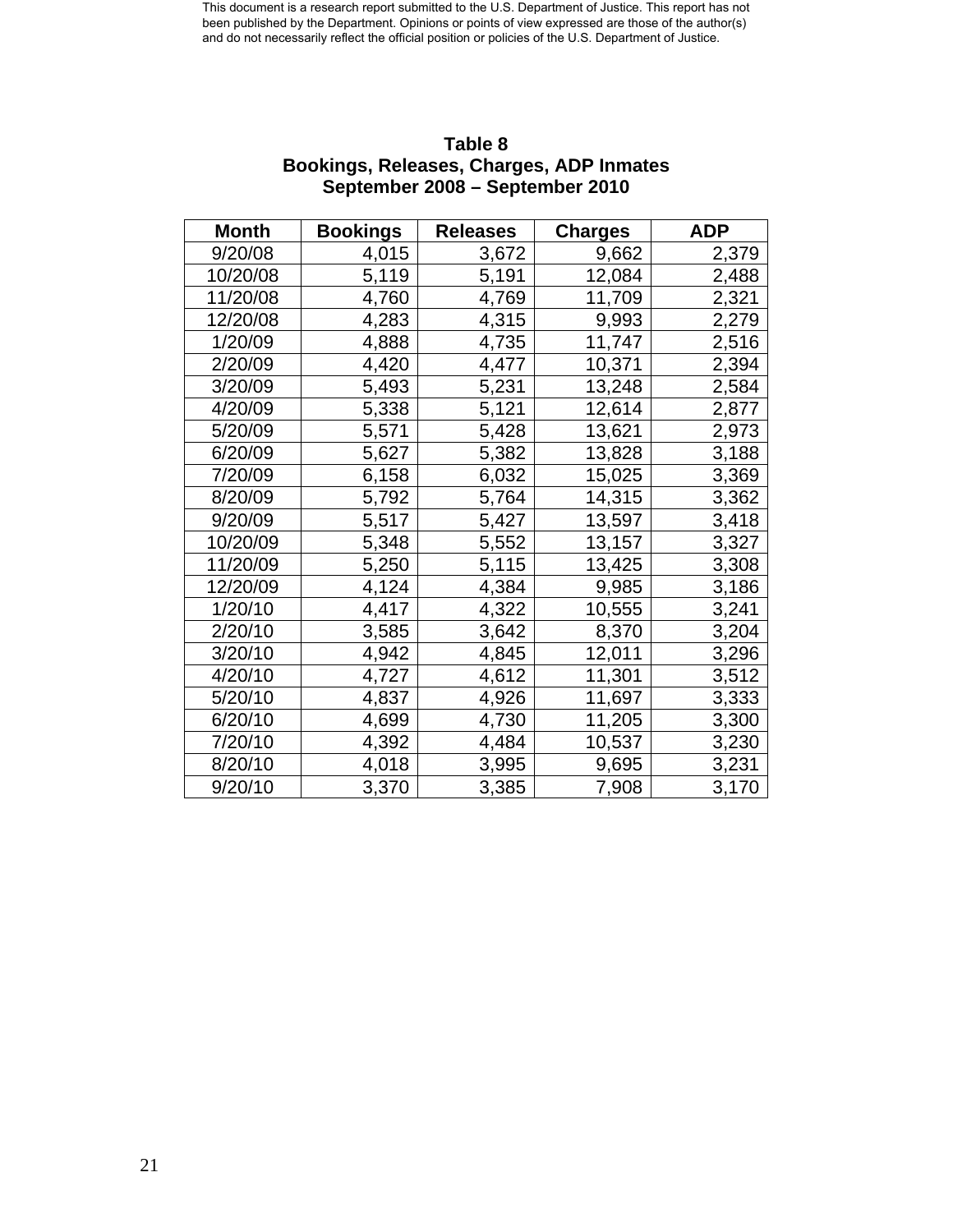This document is a research report submitted to the U.S. Department of Justice. This report has not been published by the Department. Opinions or points of view expressed are those of the author(s) and do not necessarily reflect the official position or policies of the U.S. Department of Justice.

**Table 8**
**Bookings, Releases, Charges, ADP Inmates**
**September 2008 – September 2010**

| Month | Bookings | Releases | Charges | ADP |
|---|---|---|---|---|
| 9/20/08 | 4,015 | 3,672 | 9,662 | 2,379 |
| 10/20/08 | 5,119 | 5,191 | 12,084 | 2,488 |
| 11/20/08 | 4,760 | 4,769 | 11,709 | 2,321 |
| 12/20/08 | 4,283 | 4,315 | 9,993 | 2,279 |
| 1/20/09 | 4,888 | 4,735 | 11,747 | 2,516 |
| 2/20/09 | 4,420 | 4,477 | 10,371 | 2,394 |
| 3/20/09 | 5,493 | 5,231 | 13,248 | 2,584 |
| 4/20/09 | 5,338 | 5,121 | 12,614 | 2,877 |
| 5/20/09 | 5,571 | 5,428 | 13,621 | 2,973 |
| 6/20/09 | 5,627 | 5,382 | 13,828 | 3,188 |
| 7/20/09 | 6,158 | 6,032 | 15,025 | 3,369 |
| 8/20/09 | 5,792 | 5,764 | 14,315 | 3,362 |
| 9/20/09 | 5,517 | 5,427 | 13,597 | 3,418 |
| 10/20/09 | 5,348 | 5,552 | 13,157 | 3,327 |
| 11/20/09 | 5,250 | 5,115 | 13,425 | 3,308 |
| 12/20/09 | 4,124 | 4,384 | 9,985 | 3,186 |
| 1/20/10 | 4,417 | 4,322 | 10,555 | 3,241 |
| 2/20/10 | 3,585 | 3,642 | 8,370 | 3,204 |
| 3/20/10 | 4,942 | 4,845 | 12,011 | 3,296 |
| 4/20/10 | 4,727 | 4,612 | 11,301 | 3,512 |
| 5/20/10 | 4,837 | 4,926 | 11,697 | 3,333 |
| 6/20/10 | 4,699 | 4,730 | 11,205 | 3,300 |
| 7/20/10 | 4,392 | 4,484 | 10,537 | 3,230 |
| 8/20/10 | 4,018 | 3,995 | 9,695 | 3,231 |
| 9/20/10 | 3,370 | 3,385 | 7,908 | 3,170 |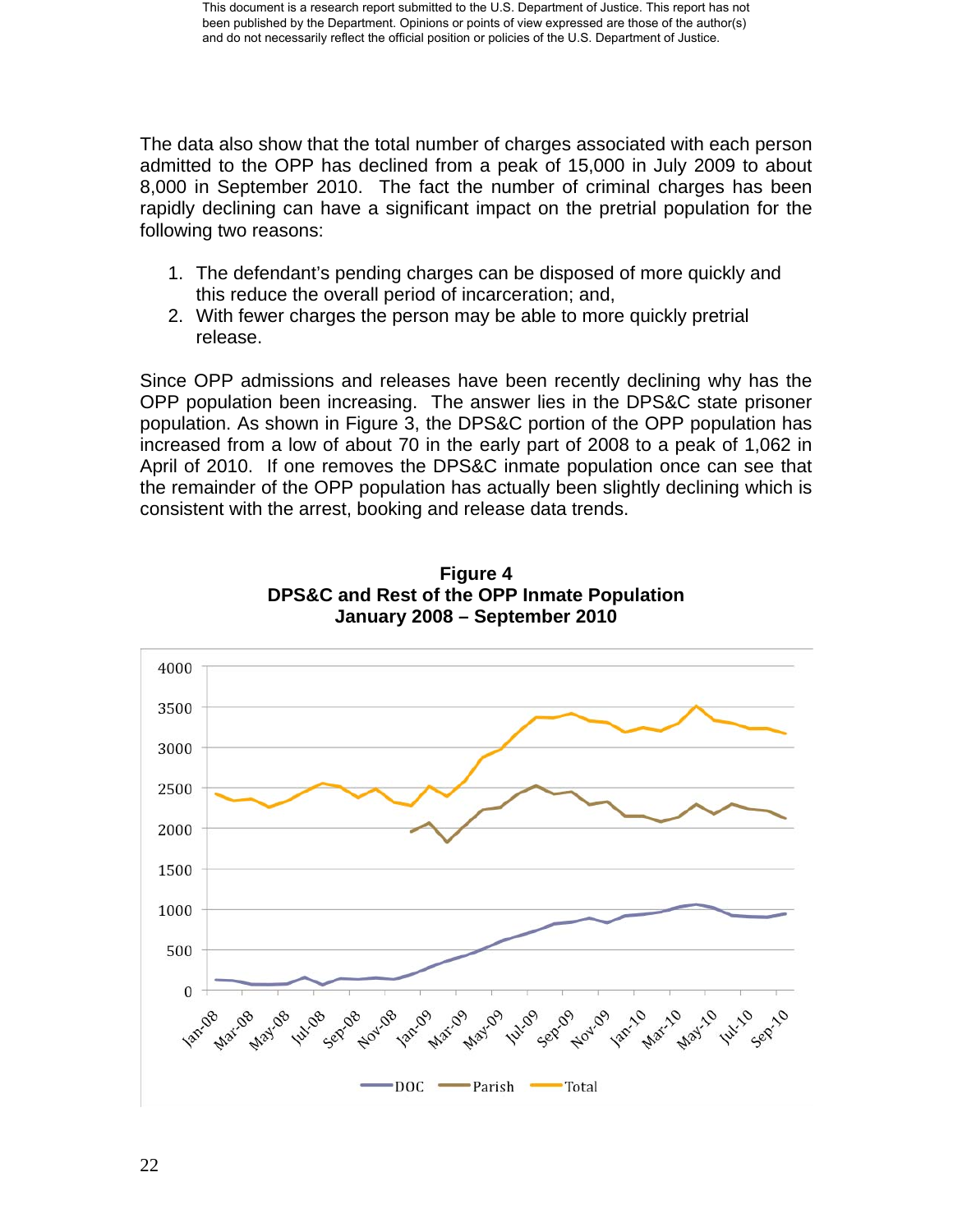The data also show that the total number of charges associated with each person admitted to the OPP has declined from a peak of 15,000 in July 2009 to about 8,000 in September 2010. The fact the number of criminal charges has been rapidly declining can have a significant impact on the pretrial population for the following two reasons:

1. The defendant's pending charges can be disposed of more quickly and this reduce the overall period of incarceration; and,
2. With fewer charges the person may be able to more quickly pretrial release.

Since OPP admissions and releases have been recently declining why has the OPP population been increasing. The answer lies in the DPS&C state prisoner population. As shown in Figure 3, the DPS&C portion of the OPP population has increased from a low of about 70 in the early part of 2008 to a peak of 1,062 in April of 2010. If one removes the DPS&C inmate population once can see that the remainder of the OPP population has actually been slightly declining which is consistent with the arrest, booking and release data trends.

**Figure 4**
**DPS&C and Rest of the OPP Inmate Population**
**January 2008 – September 2010**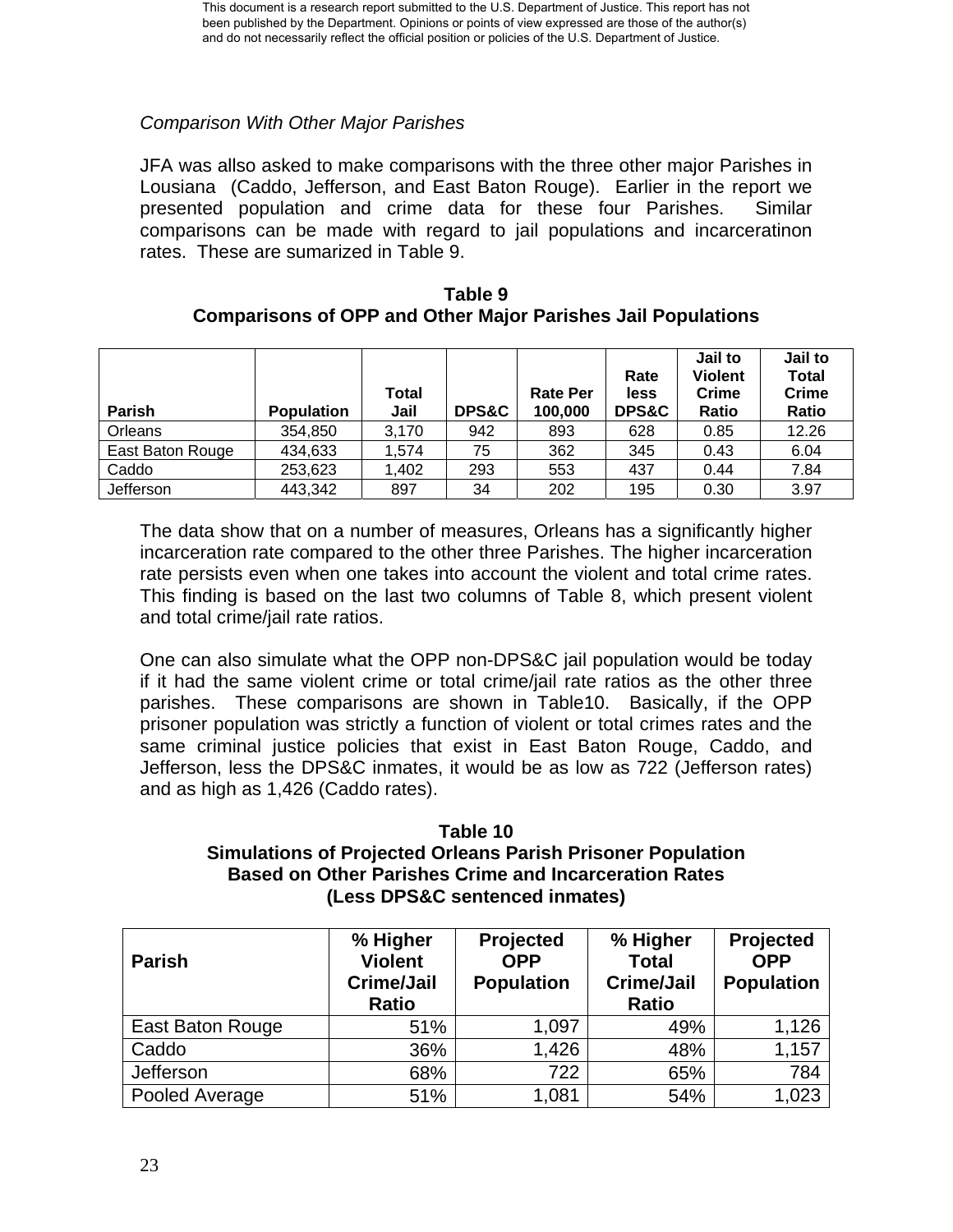*Comparison With Other Major Parishes*

JFA was allso asked to make comparisons with the three other major Parishes in Lousiana (Caddo, Jefferson, and East Baton Rouge). Earlier in the report we presented population and crime data for these four Parishes. Similar comparisons can be made with regard to jail populations and incarceratinon rates. These are sumarized in Table 9.

**Table 9**
**Comparisons of OPP and Other Major Parishes Jail Populations**

| Parish | Population | Total Jail | DPS&C | Rate Per 100,000 | Rate less DPS&C | Jail to Violent Crime Ratio | Jail to Total Crime Ratio |
|---|---|---|---|---|---|---|---|
| Orleans | 354,850 | 3,170 | 942 | 893 | 628 | 0.85 | 12.26 |
| East Baton Rouge | 434,633 | 1,574 | 75 | 362 | 345 | 0.43 | 6.04 |
| Caddo | 253,623 | 1,402 | 293 | 553 | 437 | 0.44 | 7.84 |
| Jefferson | 443,342 | 897 | 34 | 202 | 195 | 0.30 | 3.97 |

The data show that on a number of measures, Orleans has a significantly higher incarceration rate compared to the other three Parishes. The higher incarceration rate persists even when one takes into account the violent and total crime rates. This finding is based on the last two columns of Table 8, which present violent and total crime/jail rate ratios.

One can also simulate what the OPP non-DPS&C jail population would be today if it had the same violent crime or total crime/jail rate ratios as the other three parishes. These comparisons are shown in Table10. Basically, if the OPP prisoner population was strictly a function of violent or total crimes rates and the same criminal justice policies that exist in East Baton Rouge, Caddo, and Jefferson, less the DPS&C inmates, it would be as low as 722 (Jefferson rates) and as high as 1,426 (Caddo rates).

**Table 10**
**Simulations of Projected Orleans Parish Prisoner Population Based on Other Parishes Crime and Incarceration Rates (Less DPS&C sentenced inmates)**

| Parish | % Higher Violent Crime/Jail Ratio | Projected OPP Population | % Higher Total Crime/Jail Ratio | Projected OPP Population |
|---|---|---|---|---|
| East Baton Rouge | 51% | 1,097 | 49% | 1,126 |
| Caddo | 36% | 1,426 | 48% | 1,157 |
| Jefferson | 68% | 722 | 65% | 784 |
| Pooled Average | 51% | 1,081 | 54% | 1,023 |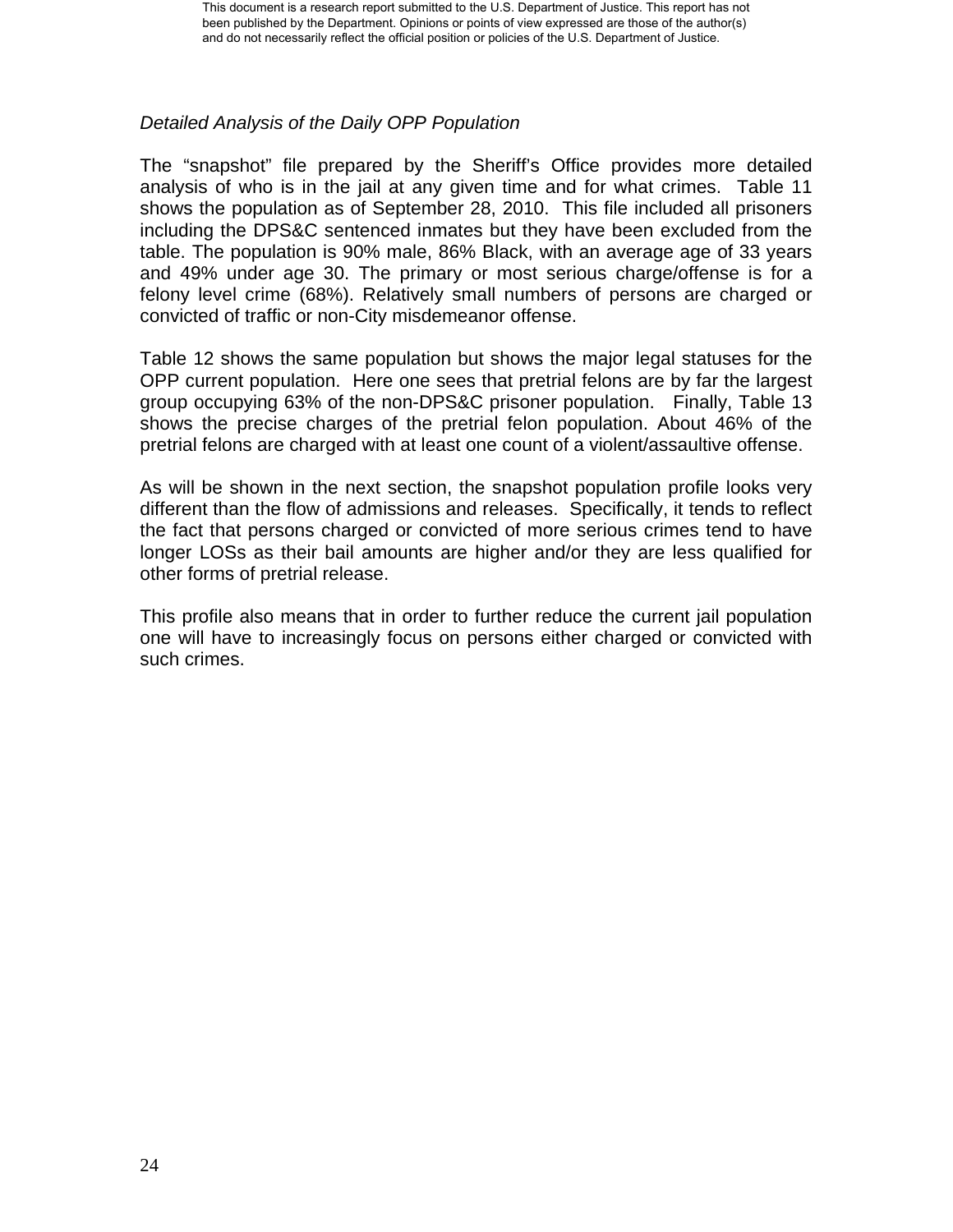*Detailed Analysis of the Daily OPP Population*

The “snapshot” file prepared by the Sheriff’s Office provides more detailed analysis of who is in the jail at any given time and for what crimes. Table 11 shows the population as of September 28, 2010. This file included all prisoners including the DPS&C sentenced inmates but they have been excluded from the table. The population is 90% male, 86% Black, with an average age of 33 years and 49% under age 30. The primary or most serious charge/offense is for a felony level crime (68%). Relatively small numbers of persons are charged or convicted of traffic or non-City misdemeanor offense.

Table 12 shows the same population but shows the major legal statuses for the OPP current population. Here one sees that pretrial felons are by far the largest group occupying 63% of the non-DPS&C prisoner population. Finally, Table 13 shows the precise charges of the pretrial felon population. About 46% of the pretrial felons are charged with at least one count of a violent/assaultive offense.

As will be shown in the next section, the snapshot population profile looks very different than the flow of admissions and releases. Specifically, it tends to reflect the fact that persons charged or convicted of more serious crimes tend to have longer LOSs as their bail amounts are higher and/or they are less qualified for other forms of pretrial release.

This profile also means that in order to further reduce the current jail population one will have to increasingly focus on persons either charged or convicted with such crimes.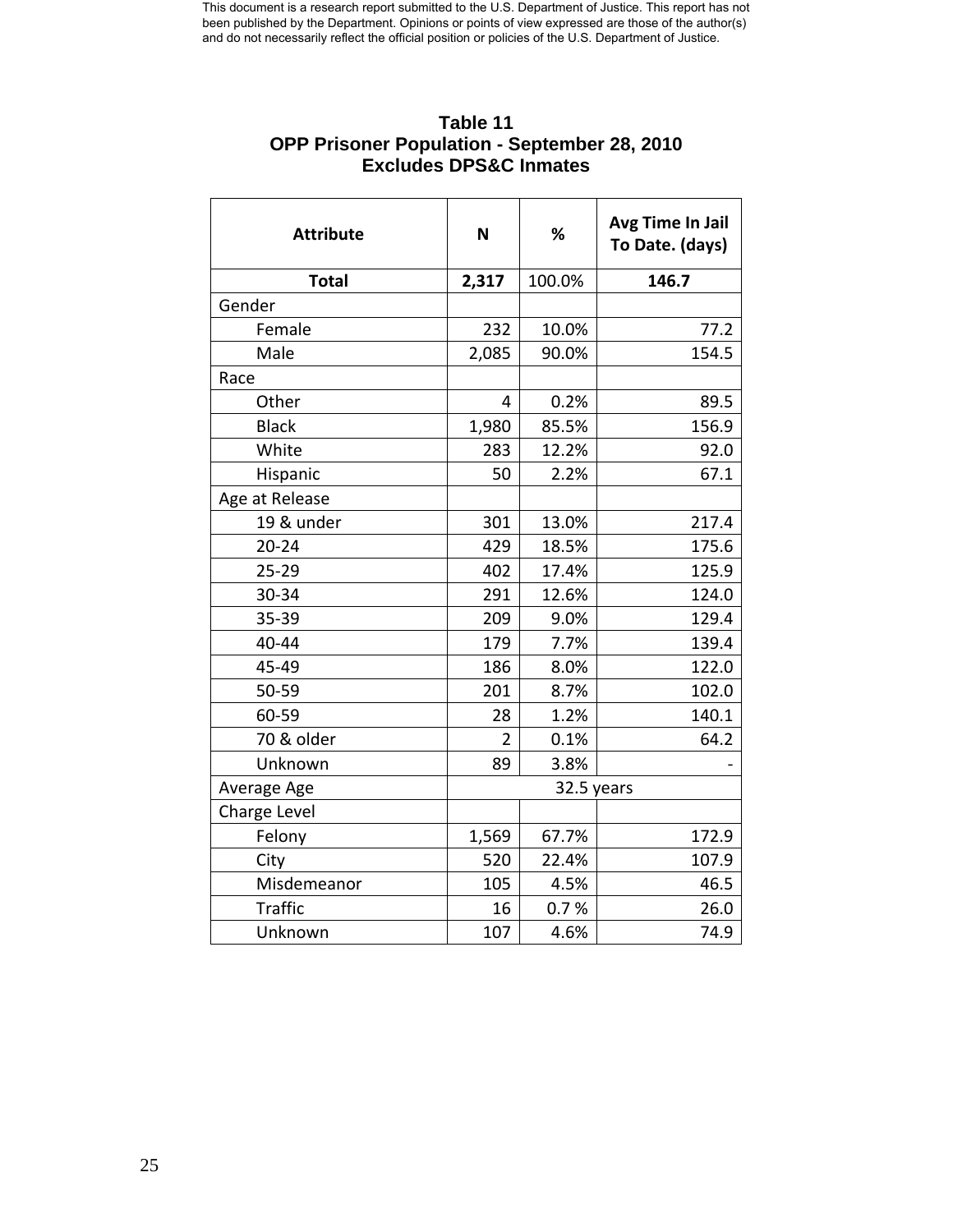This document is a research report submitted to the U.S. Department of Justice. This report has not been published by the Department. Opinions or points of view expressed are those of the author(s) and do not necessarily reflect the official position or policies of the U.S. Department of Justice.

**Table 11**
**OPP Prisoner Population - September 28, 2010**
**Excludes DPS&C Inmates**

| Attribute | N | % | Avg Time In Jail To Date. (days) |
|---|---|---|---|
| **Total** | **2,317** | 100.0% | **146.7** |
| Gender | | | |
| Female | 232 | 10.0% | 77.2 |
| Male | 2,085 | 90.0% | 154.5 |
| Race | | | |
| Other | 4 | 0.2% | 89.5 |
| Black | 1,980 | 85.5% | 156.9 |
| White | 283 | 12.2% | 92.0 |
| Hispanic | 50 | 2.2% | 67.1 |
| Age at Release | | | |
| 19 & under | 301 | 13.0% | 217.4 |
| 20-24 | 429 | 18.5% | 175.6 |
| 25-29 | 402 | 17.4% | 125.9 |
| 30-34 | 291 | 12.6% | 124.0 |
| 35-39 | 209 | 9.0% | 129.4 |
| 40-44 | 179 | 7.7% | 139.4 |
| 45-49 | 186 | 8.0% | 122.0 |
| 50-59 | 201 | 8.7% | 102.0 |
| 60-59 | 28 | 1.2% | 140.1 |
| 70 & older | 2 | 0.1% | 64.2 |
| Unknown | 89 | 3.8% | - |
| Average Age | 32.5 years | | |
| Charge Level | | | |
| Felony | 1,569 | 67.7% | 172.9 |
| City | 520 | 22.4% | 107.9 |
| Misdemeanor | 105 | 4.5% | 46.5 |
| Traffic | 16 | 0.7 % | 26.0 |
| Unknown | 107 | 4.6% | 74.9 |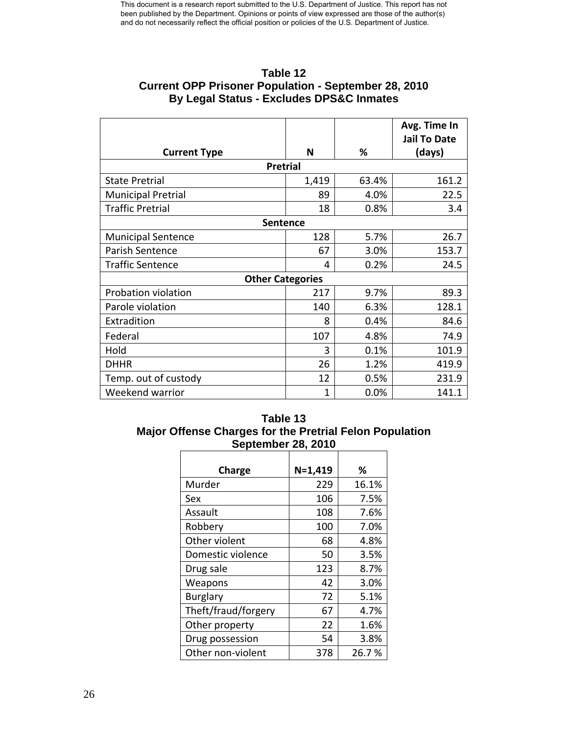This document is a research report submitted to the U.S. Department of Justice. This report has not been published by the Department. Opinions or points of view expressed are those of the author(s) and do not necessarily reflect the official position or policies of the U.S. Department of Justice.

**Table 12**
**Current OPP Prisoner Population - September 28, 2010**
**By Legal Status - Excludes DPS&C Inmates**

| Current Type | N | % | Avg. Time In Jail To Date (days) |
|---|---|---|---|
| **Pretrial** | | | |
| State Pretrial | 1,419 | 63.4% | 161.2 |
| Municipal Pretrial | 89 | 4.0% | 22.5 |
| Traffic Pretrial | 18 | 0.8% | 3.4 |
| **Sentence** | | | |
| Municipal Sentence | 128 | 5.7% | 26.7 |
| Parish Sentence | 67 | 3.0% | 153.7 |
| Traffic Sentence | 4 | 0.2% | 24.5 |
| **Other Categories** | | | |
| Probation violation | 217 | 9.7% | 89.3 |
| Parole violation | 140 | 6.3% | 128.1 |
| Extradition | 8 | 0.4% | 84.6 |
| Federal | 107 | 4.8% | 74.9 |
| Hold | 3 | 0.1% | 101.9 |
| DHHR | 26 | 1.2% | 419.9 |
| Temp. out of custody | 12 | 0.5% | 231.9 |
| Weekend warrior | 1 | 0.0% | 141.1 |

**Table 13**
**Major Offense Charges for the Pretrial Felon Population**
**September 28, 2010**

| Charge | N=1,419 | % |
|---|---|---|
| Murder | 229 | 16.1% |
| Sex | 106 | 7.5% |
| Assault | 108 | 7.6% |
| Robbery | 100 | 7.0% |
| Other violent | 68 | 4.8% |
| Domestic violence | 50 | 3.5% |
| Drug sale | 123 | 8.7% |
| Weapons | 42 | 3.0% |
| Burglary | 72 | 5.1% |
| Theft/fraud/forgery | 67 | 4.7% |
| Other property | 22 | 1.6% |
| Drug possession | 54 | 3.8% |
| Other non-violent | 378 | 26.7 % |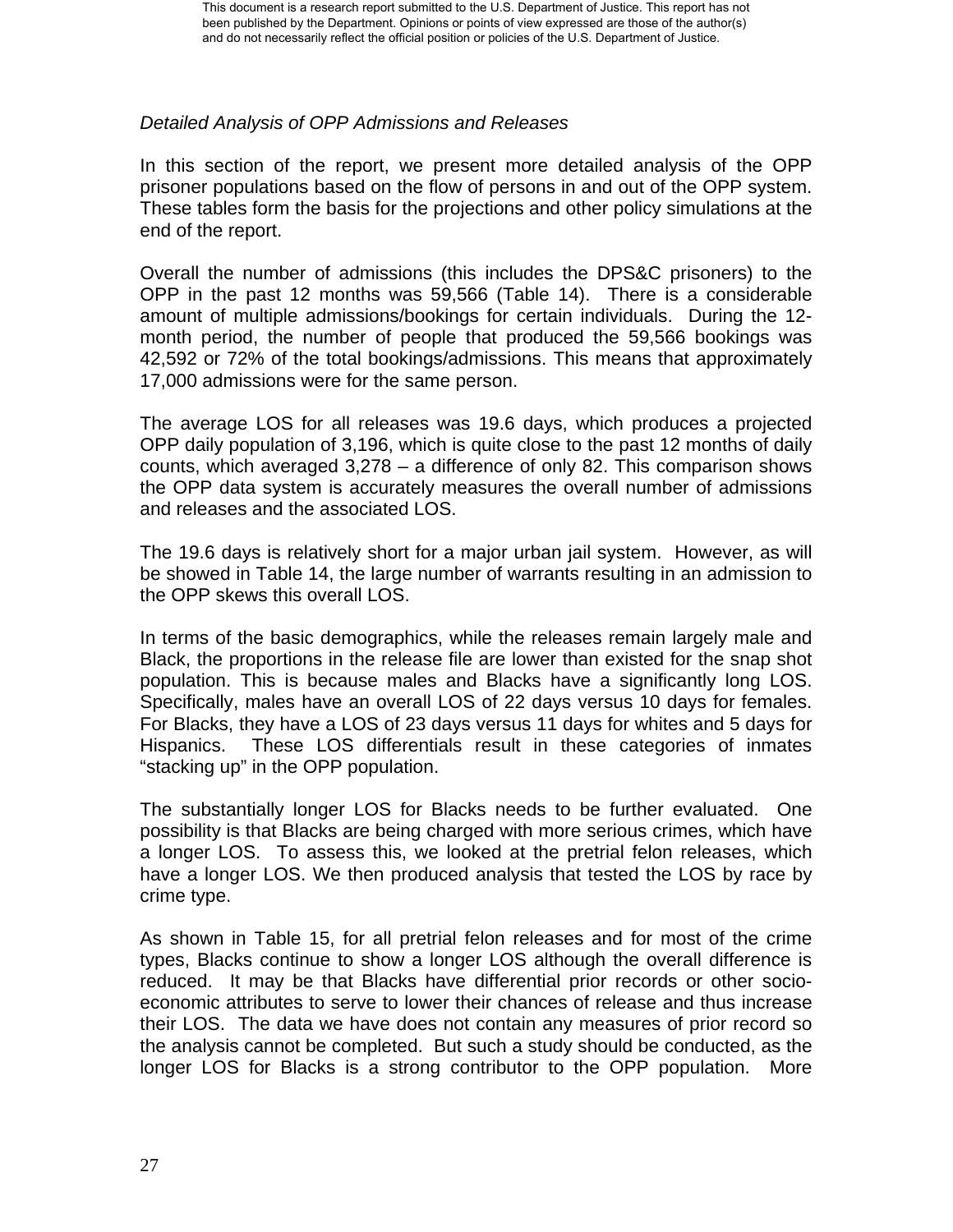*Detailed Analysis of OPP Admissions and Releases*

In this section of the report, we present more detailed analysis of the OPP prisoner populations based on the flow of persons in and out of the OPP system. These tables form the basis for the projections and other policy simulations at the end of the report.

Overall the number of admissions (this includes the DPS&C prisoners) to the OPP in the past 12 months was 59,566 (Table 14). There is a considerable amount of multiple admissions/bookings for certain individuals. During the 12-month period, the number of people that produced the 59,566 bookings was 42,592 or 72% of the total bookings/admissions. This means that approximately 17,000 admissions were for the same person.

The average LOS for all releases was 19.6 days, which produces a projected OPP daily population of 3,196, which is quite close to the past 12 months of daily counts, which averaged 3,278 – a difference of only 82. This comparison shows the OPP data system is accurately measures the overall number of admissions and releases and the associated LOS.

The 19.6 days is relatively short for a major urban jail system. However, as will be showed in Table 14, the large number of warrants resulting in an admission to the OPP skews this overall LOS.

In terms of the basic demographics, while the releases remain largely male and Black, the proportions in the release file are lower than existed for the snap shot population. This is because males and Blacks have a significantly long LOS. Specifically, males have an overall LOS of 22 days versus 10 days for females. For Blacks, they have a LOS of 23 days versus 11 days for whites and 5 days for Hispanics. These LOS differentials result in these categories of inmates "stacking up" in the OPP population.

The substantially longer LOS for Blacks needs to be further evaluated. One possibility is that Blacks are being charged with more serious crimes, which have a longer LOS. To assess this, we looked at the pretrial felon releases, which have a longer LOS. We then produced analysis that tested the LOS by race by crime type.

As shown in Table 15, for all pretrial felon releases and for most of the crime types, Blacks continue to show a longer LOS although the overall difference is reduced. It may be that Blacks have differential prior records or other socio-economic attributes to serve to lower their chances of release and thus increase their LOS. The data we have does not contain any measures of prior record so the analysis cannot be completed. But such a study should be conducted, as the longer LOS for Blacks is a strong contributor to the OPP population. More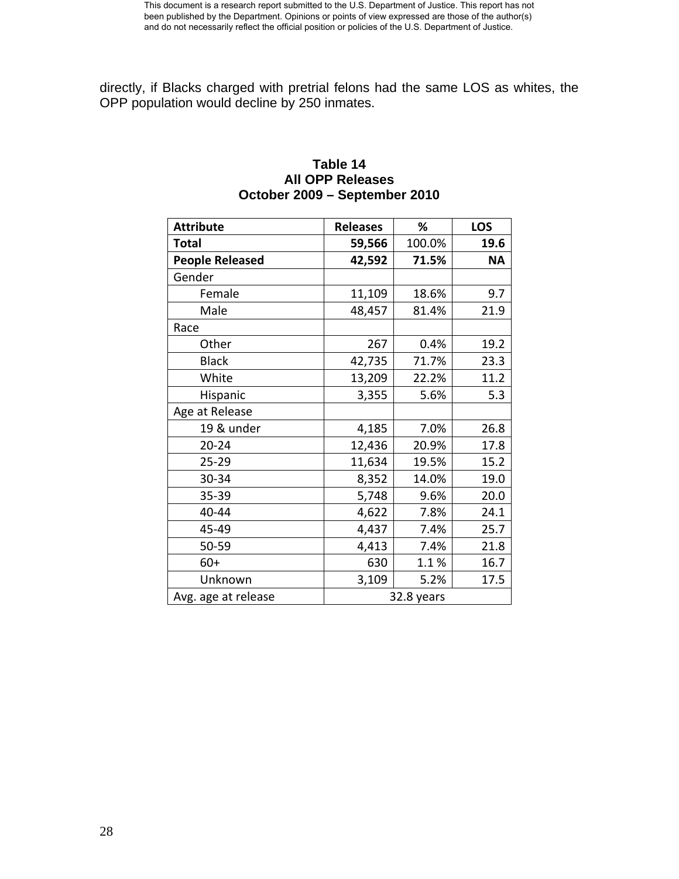directly, if Blacks charged with pretrial felons had the same LOS as whites, the OPP population would decline by 250 inmates.

**Table 14**
**All OPP Releases**
**October 2009 – September 2010**

| Attribute | Releases | % | LOS |
|---|---|---|---|
| **Total** | **59,566** | 100.0% | **19.6** |
| **People Released** | **42,592** | **71.5%** | **NA** |
| Gender | | | |
| Female | 11,109 | 18.6% | 9.7 |
| Male | 48,457 | 81.4% | 21.9 |
| Race | | | |
| Other | 267 | 0.4% | 19.2 |
| Black | 42,735 | 71.7% | 23.3 |
| White | 13,209 | 22.2% | 11.2 |
| Hispanic | 3,355 | 5.6% | 5.3 |
| Age at Release | | | |
| 19 & under | 4,185 | 7.0% | 26.8 |
| 20-24 | 12,436 | 20.9% | 17.8 |
| 25-29 | 11,634 | 19.5% | 15.2 |
| 30-34 | 8,352 | 14.0% | 19.0 |
| 35-39 | 5,748 | 9.6% | 20.0 |
| 40-44 | 4,622 | 7.8% | 24.1 |
| 45-49 | 4,437 | 7.4% | 25.7 |
| 50-59 | 4,413 | 7.4% | 21.8 |
| 60+ | 630 | 1.1 % | 16.7 |
| Unknown | 3,109 | 5.2% | 17.5 |
| Avg. age at release | 32.8 years | | |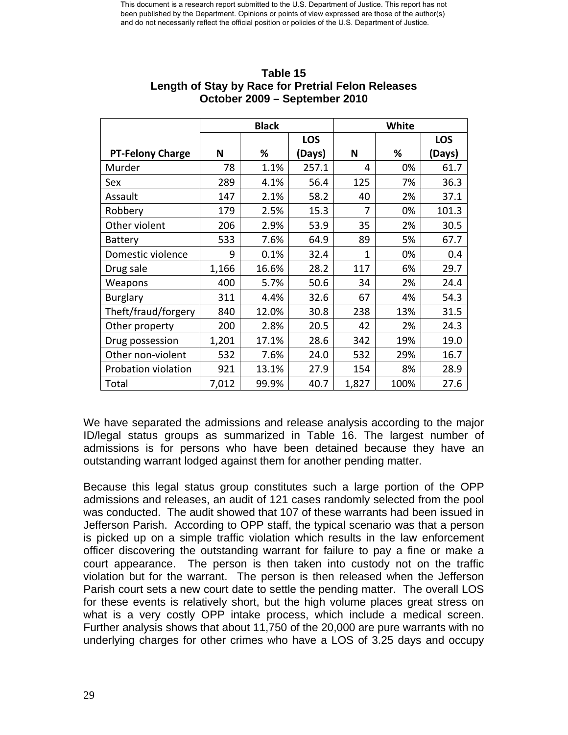**Table 15**
**Length of Stay by Race for Pretrial Felon Releases**
**October 2009 – September 2010**

| | Black | | | White | | |
|---|---|---|---|---|---|---|
| **PT-Felony Charge** | **N** | **%** | **LOS (Days)** | **N** | **%** | **LOS (Days)** |
| Murder | 78 | 1.1% | 257.1 | 4 | 0% | 61.7 |
| Sex | 289 | 4.1% | 56.4 | 125 | 7% | 36.3 |
| Assault | 147 | 2.1% | 58.2 | 40 | 2% | 37.1 |
| Robbery | 179 | 2.5% | 15.3 | 7 | 0% | 101.3 |
| Other violent | 206 | 2.9% | 53.9 | 35 | 2% | 30.5 |
| Battery | 533 | 7.6% | 64.9 | 89 | 5% | 67.7 |
| Domestic violence | 9 | 0.1% | 32.4 | 1 | 0% | 0.4 |
| Drug sale | 1,166 | 16.6% | 28.2 | 117 | 6% | 29.7 |
| Weapons | 400 | 5.7% | 50.6 | 34 | 2% | 24.4 |
| Burglary | 311 | 4.4% | 32.6 | 67 | 4% | 54.3 |
| Theft/fraud/forgery | 840 | 12.0% | 30.8 | 238 | 13% | 31.5 |
| Other property | 200 | 2.8% | 20.5 | 42 | 2% | 24.3 |
| Drug possession | 1,201 | 17.1% | 28.6 | 342 | 19% | 19.0 |
| Other non-violent | 532 | 7.6% | 24.0 | 532 | 29% | 16.7 |
| Probation violation | 921 | 13.1% | 27.9 | 154 | 8% | 28.9 |
| Total | 7,012 | 99.9% | 40.7 | 1,827 | 100% | 27.6 |

We have separated the admissions and release analysis according to the major ID/legal status groups as summarized in Table 16. The largest number of admissions is for persons who have been detained because they have an outstanding warrant lodged against them for another pending matter.

Because this legal status group constitutes such a large portion of the OPP admissions and releases, an audit of 121 cases randomly selected from the pool was conducted. The audit showed that 107 of these warrants had been issued in Jefferson Parish. According to OPP staff, the typical scenario was that a person is picked up on a simple traffic violation which results in the law enforcement officer discovering the outstanding warrant for failure to pay a fine or make a court appearance. The person is then taken into custody not on the traffic violation but for the warrant. The person is then released when the Jefferson Parish court sets a new court date to settle the pending matter. The overall LOS for these events is relatively short, but the high volume places great stress on what is a very costly OPP intake process, which include a medical screen. Further analysis shows that about 11,750 of the 20,000 are pure warrants with no underlying charges for other crimes who have a LOS of 3.25 days and occupy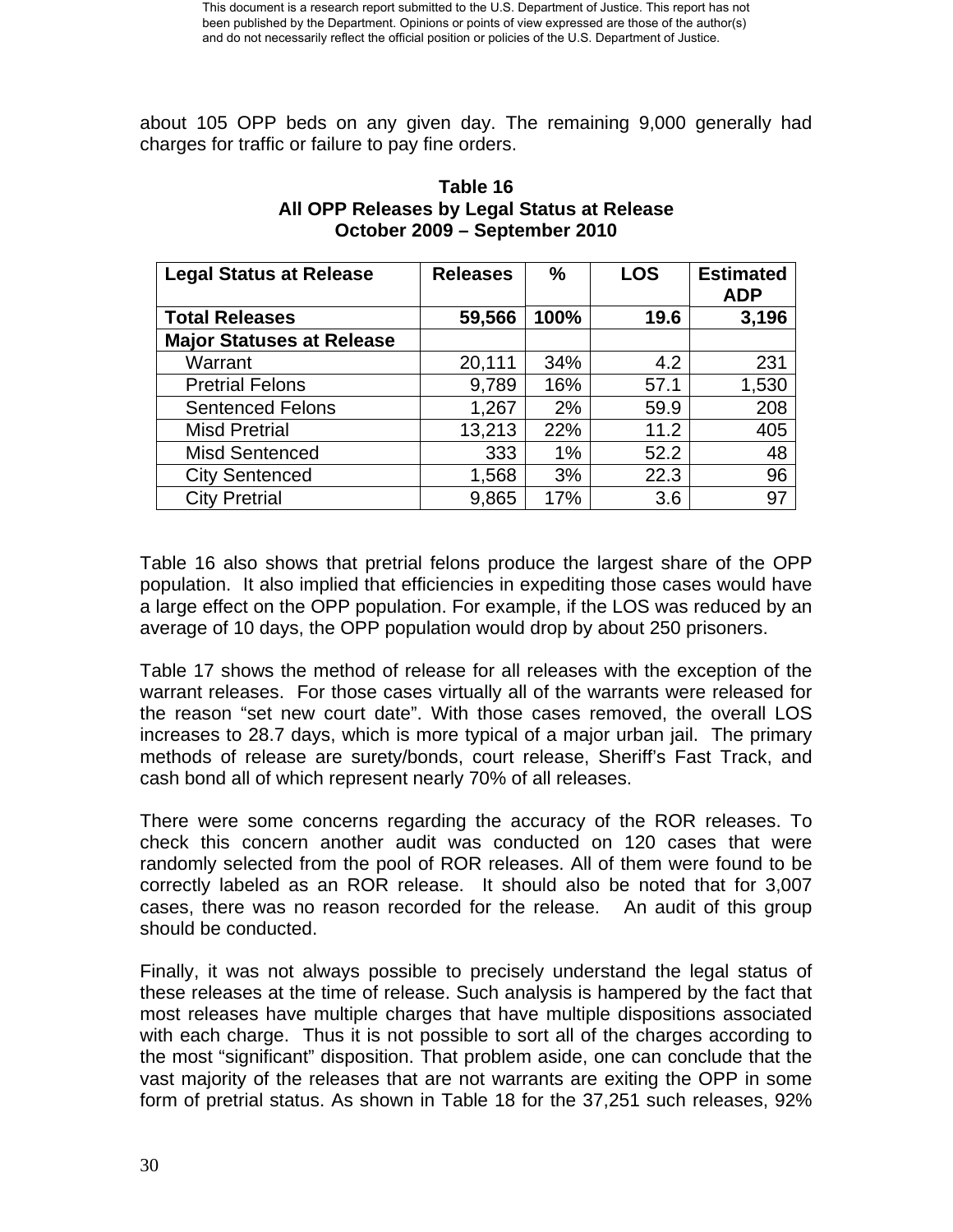about 105 OPP beds on any given day. The remaining 9,000 generally had charges for traffic or failure to pay fine orders.

**Table 16**
**All OPP Releases by Legal Status at Release**
**October 2009 – September 2010**

| Legal Status at Release | Releases | % | LOS | Estimated ADP |
|---|---|---|---|---|
| **Total Releases** | **59,566** | **100%** | **19.6** | **3,196** |
| **Major Statuses at Release** | | | | |
| Warrant | 20,111 | 34% | 4.2 | 231 |
| Pretrial Felons | 9,789 | 16% | 57.1 | 1,530 |
| Sentenced Felons | 1,267 | 2% | 59.9 | 208 |
| Misd Pretrial | 13,213 | 22% | 11.2 | 405 |
| Misd Sentenced | 333 | 1% | 52.2 | 48 |
| City Sentenced | 1,568 | 3% | 22.3 | 96 |
| City Pretrial | 9,865 | 17% | 3.6 | 97 |

Table 16 also shows that pretrial felons produce the largest share of the OPP population. It also implied that efficiencies in expediting those cases would have a large effect on the OPP population. For example, if the LOS was reduced by an average of 10 days, the OPP population would drop by about 250 prisoners.

Table 17 shows the method of release for all releases with the exception of the warrant releases. For those cases virtually all of the warrants were released for the reason "set new court date". With those cases removed, the overall LOS increases to 28.7 days, which is more typical of a major urban jail. The primary methods of release are surety/bonds, court release, Sheriff's Fast Track, and cash bond all of which represent nearly 70% of all releases.

There were some concerns regarding the accuracy of the ROR releases. To check this concern another audit was conducted on 120 cases that were randomly selected from the pool of ROR releases. All of them were found to be correctly labeled as an ROR release. It should also be noted that for 3,007 cases, there was no reason recorded for the release. An audit of this group should be conducted.

Finally, it was not always possible to precisely understand the legal status of these releases at the time of release. Such analysis is hampered by the fact that most releases have multiple charges that have multiple dispositions associated with each charge. Thus it is not possible to sort all of the charges according to the most "significant" disposition. That problem aside, one can conclude that the vast majority of the releases that are not warrants are exiting the OPP in some form of pretrial status. As shown in Table 18 for the 37,251 such releases, 92%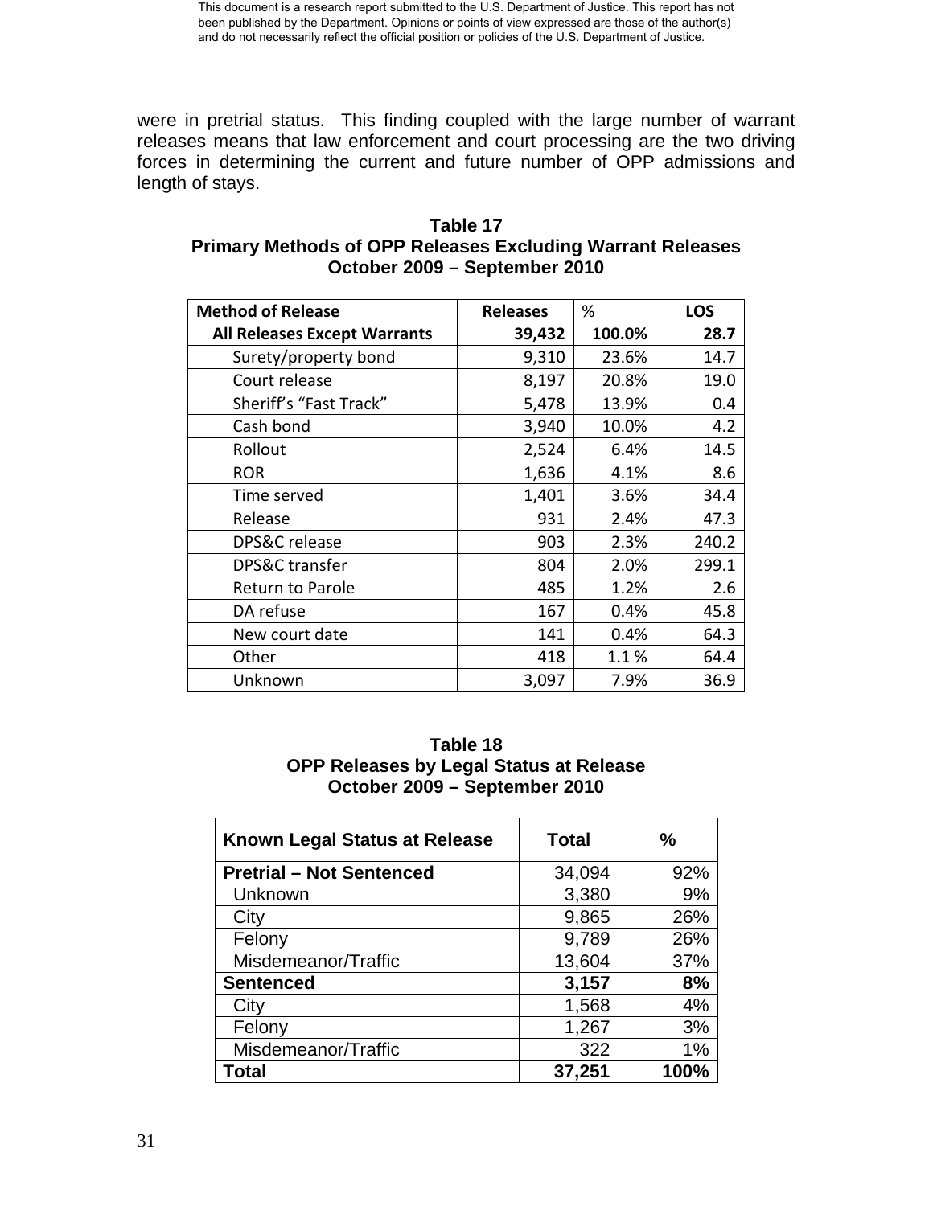were in pretrial status. This finding coupled with the large number of warrant releases means that law enforcement and court processing are the two driving forces in determining the current and future number of OPP admissions and length of stays.

**Table 17**
**Primary Methods of OPP Releases Excluding Warrant Releases**
**October 2009 – September 2010**

| Method of Release | Releases | % | LOS |
|---|---|---|---|
| **All Releases Except Warrants** | **39,432** | **100.0%** | **28.7** |
| Surety/property bond | 9,310 | 23.6% | 14.7 |
| Court release | 8,197 | 20.8% | 19.0 |
| Sheriff's "Fast Track" | 5,478 | 13.9% | 0.4 |
| Cash bond | 3,940 | 10.0% | 4.2 |
| Rollout | 2,524 | 6.4% | 14.5 |
| ROR | 1,636 | 4.1% | 8.6 |
| Time served | 1,401 | 3.6% | 34.4 |
| Release | 931 | 2.4% | 47.3 |
| DPS&C release | 903 | 2.3% | 240.2 |
| DPS&C transfer | 804 | 2.0% | 299.1 |
| Return to Parole | 485 | 1.2% | 2.6 |
| DA refuse | 167 | 0.4% | 45.8 |
| New court date | 141 | 0.4% | 64.3 |
| Other | 418 | 1.1 % | 64.4 |
| Unknown | 3,097 | 7.9% | 36.9 |

**Table 18**
**OPP Releases by Legal Status at Release**
**October 2009 – September 2010**

| Known Legal Status at Release | Total | % |
|---|---|---|
| **Pretrial – Not Sentenced** | 34,094 | 92% |
| Unknown | 3,380 | 9% |
| City | 9,865 | 26% |
| Felony | 9,789 | 26% |
| Misdemeanor/Traffic | 13,604 | 37% |
| **Sentenced** | **3,157** | **8%** |
| City | 1,568 | 4% |
| Felony | 1,267 | 3% |
| Misdemeanor/Traffic | 322 | 1% |
| **Total** | **37,251** | **100%** |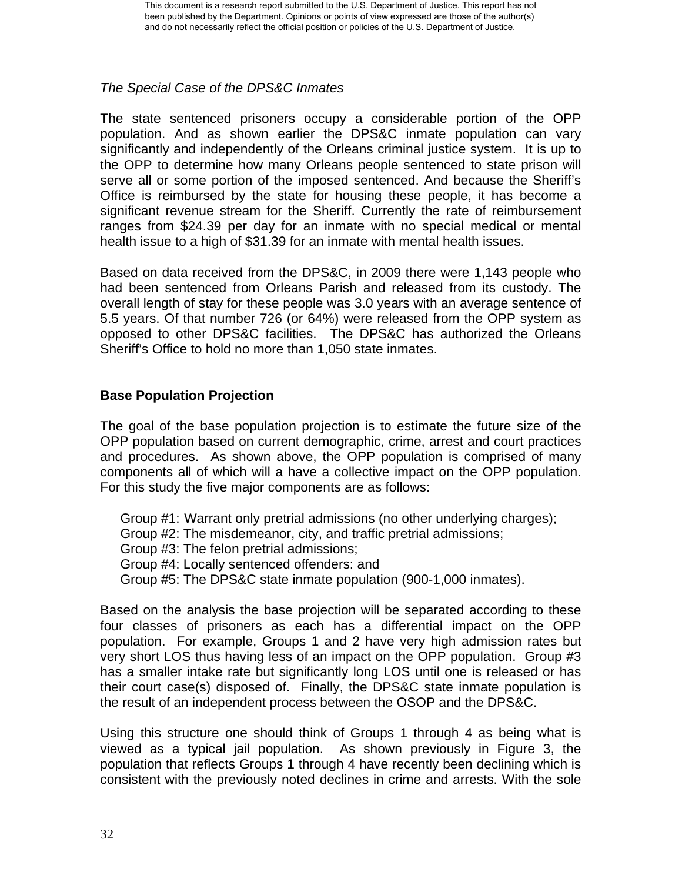*The Special Case of the DPS&C Inmates*

The state sentenced prisoners occupy a considerable portion of the OPP population. And as shown earlier the DPS&C inmate population can vary significantly and independently of the Orleans criminal justice system. It is up to the OPP to determine how many Orleans people sentenced to state prison will serve all or some portion of the imposed sentenced. And because the Sheriff's Office is reimbursed by the state for housing these people, it has become a significant revenue stream for the Sheriff. Currently the rate of reimbursement ranges from $24.39 per day for an inmate with no special medical or mental health issue to a high of $31.39 for an inmate with mental health issues.

Based on data received from the DPS&C, in 2009 there were 1,143 people who had been sentenced from Orleans Parish and released from its custody. The overall length of stay for these people was 3.0 years with an average sentence of 5.5 years. Of that number 726 (or 64%) were released from the OPP system as opposed to other DPS&C facilities. The DPS&C has authorized the Orleans Sheriff's Office to hold no more than 1,050 state inmates.

**Base Population Projection**

The goal of the base population projection is to estimate the future size of the OPP population based on current demographic, crime, arrest and court practices and procedures. As shown above, the OPP population is comprised of many components all of which will a have a collective impact on the OPP population. For this study the five major components are as follows:

Group #1: Warrant only pretrial admissions (no other underlying charges);
Group #2: The misdemeanor, city, and traffic pretrial admissions;
Group #3: The felon pretrial admissions;
Group #4: Locally sentenced offenders: and
Group #5: The DPS&C state inmate population (900-1,000 inmates).

Based on the analysis the base projection will be separated according to these four classes of prisoners as each has a differential impact on the OPP population. For example, Groups 1 and 2 have very high admission rates but very short LOS thus having less of an impact on the OPP population. Group #3 has a smaller intake rate but significantly long LOS until one is released or has their court case(s) disposed of. Finally, the DPS&C state inmate population is the result of an independent process between the OSOP and the DPS&C.

Using this structure one should think of Groups 1 through 4 as being what is viewed as a typical jail population. As shown previously in Figure 3, the population that reflects Groups 1 through 4 have recently been declining which is consistent with the previously noted declines in crime and arrests. With the sole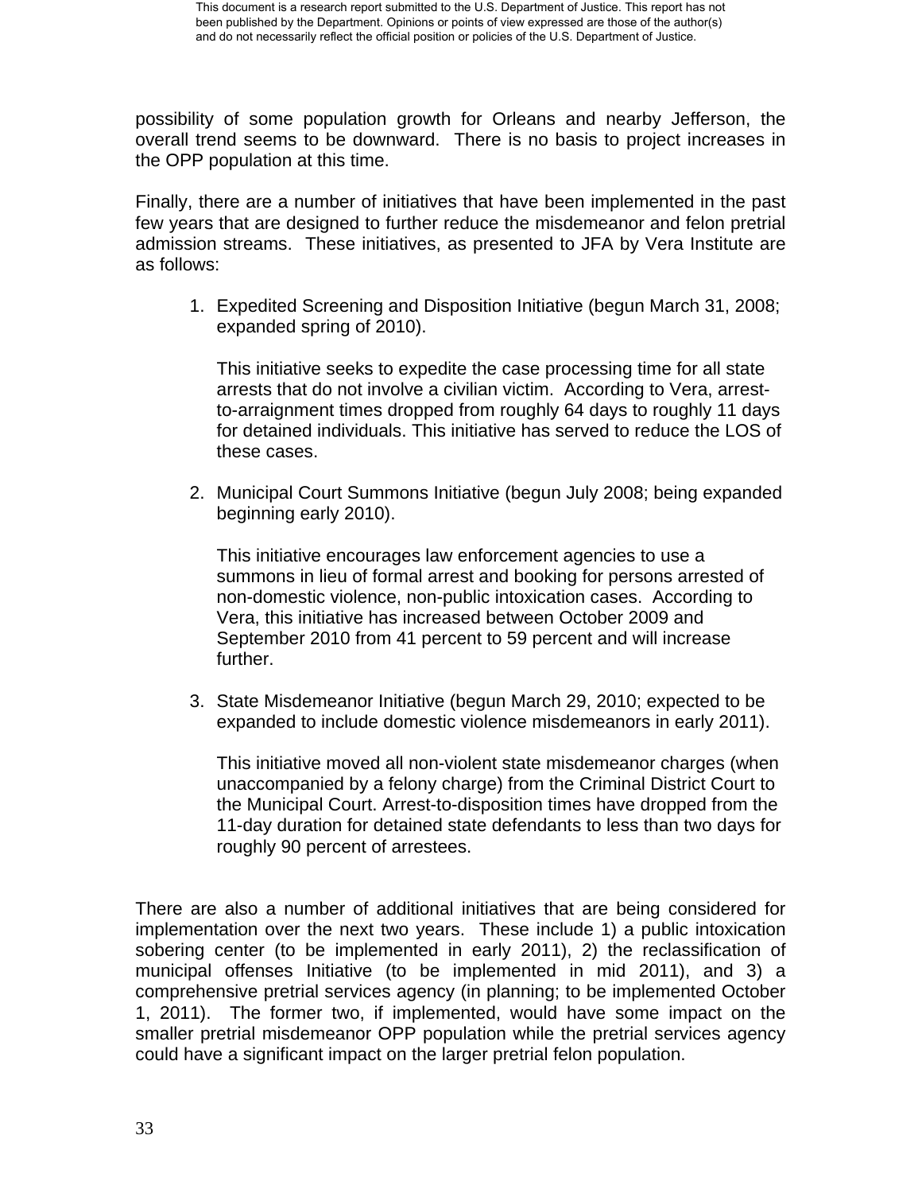possibility of some population growth for Orleans and nearby Jefferson, the overall trend seems to be downward. There is no basis to project increases in the OPP population at this time.

Finally, there are a number of initiatives that have been implemented in the past few years that are designed to further reduce the misdemeanor and felon pretrial admission streams. These initiatives, as presented to JFA by Vera Institute are as follows:

1. Expedited Screening and Disposition Initiative (begun March 31, 2008; expanded spring of 2010).

   This initiative seeks to expedite the case processing time for all state arrests that do not involve a civilian victim. According to Vera, arrest-to-arraignment times dropped from roughly 64 days to roughly 11 days for detained individuals. This initiative has served to reduce the LOS of these cases.

2. Municipal Court Summons Initiative (begun July 2008; being expanded beginning early 2010).

   This initiative encourages law enforcement agencies to use a summons in lieu of formal arrest and booking for persons arrested of non-domestic violence, non-public intoxication cases. According to Vera, this initiative has increased between October 2009 and September 2010 from 41 percent to 59 percent and will increase further.

3. State Misdemeanor Initiative (begun March 29, 2010; expected to be expanded to include domestic violence misdemeanors in early 2011).

   This initiative moved all non-violent state misdemeanor charges (when unaccompanied by a felony charge) from the Criminal District Court to the Municipal Court. Arrest-to-disposition times have dropped from the 11-day duration for detained state defendants to less than two days for roughly 90 percent of arrestees.

There are also a number of additional initiatives that are being considered for implementation over the next two years. These include 1) a public intoxication sobering center (to be implemented in early 2011), 2) the reclassification of municipal offenses Initiative (to be implemented in mid 2011), and 3) a comprehensive pretrial services agency (in planning; to be implemented October 1, 2011). The former two, if implemented, would have some impact on the smaller pretrial misdemeanor OPP population while the pretrial services agency could have a significant impact on the larger pretrial felon population.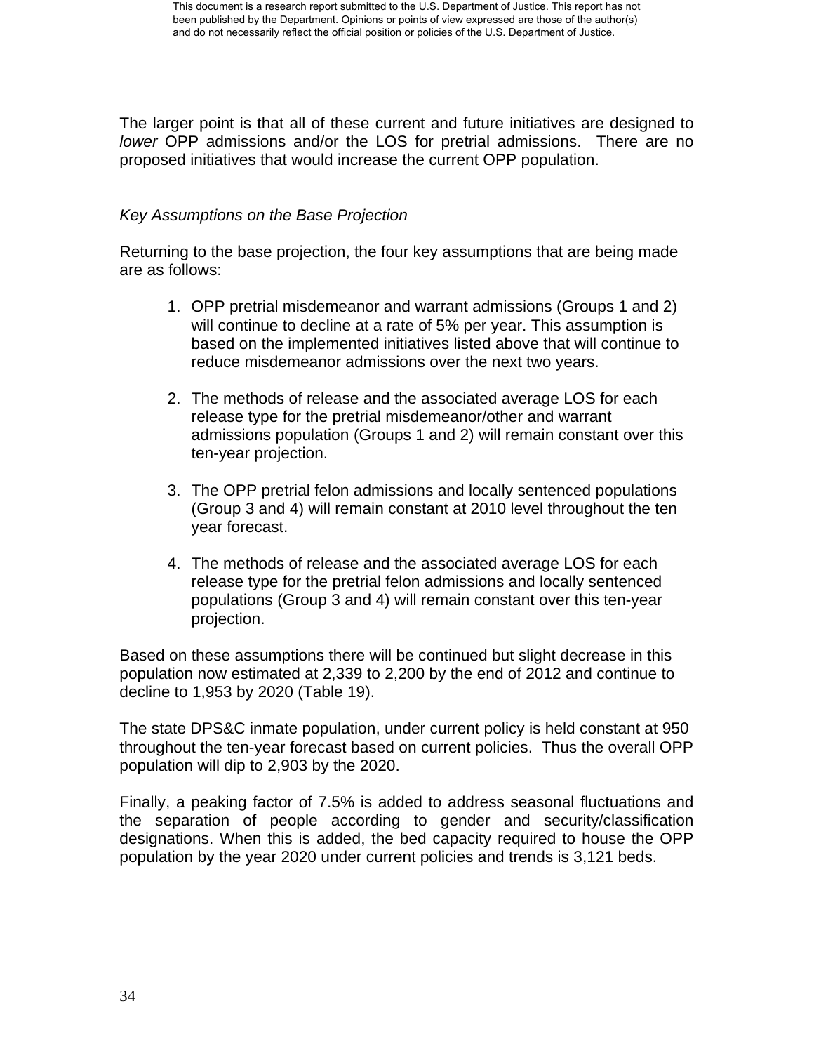The larger point is that all of these current and future initiatives are designed to *lower* OPP admissions and/or the LOS for pretrial admissions. There are no proposed initiatives that would increase the current OPP population.

*Key Assumptions on the Base Projection*

Returning to the base projection, the four key assumptions that are being made are as follows:

1. OPP pretrial misdemeanor and warrant admissions (Groups 1 and 2) will continue to decline at a rate of 5% per year. This assumption is based on the implemented initiatives listed above that will continue to reduce misdemeanor admissions over the next two years.

2. The methods of release and the associated average LOS for each release type for the pretrial misdemeanor/other and warrant admissions population (Groups 1 and 2) will remain constant over this ten-year projection.

3. The OPP pretrial felon admissions and locally sentenced populations (Group 3 and 4) will remain constant at 2010 level throughout the ten year forecast.

4. The methods of release and the associated average LOS for each release type for the pretrial felon admissions and locally sentenced populations (Group 3 and 4) will remain constant over this ten-year projection.

Based on these assumptions there will be continued but slight decrease in this population now estimated at 2,339 to 2,200 by the end of 2012 and continue to decline to 1,953 by 2020 (Table 19).

The state DPS&C inmate population, under current policy is held constant at 950 throughout the ten-year forecast based on current policies. Thus the overall OPP population will dip to 2,903 by the 2020.

Finally, a peaking factor of 7.5% is added to address seasonal fluctuations and the separation of people according to gender and security/classification designations. When this is added, the bed capacity required to house the OPP population by the year 2020 under current policies and trends is 3,121 beds.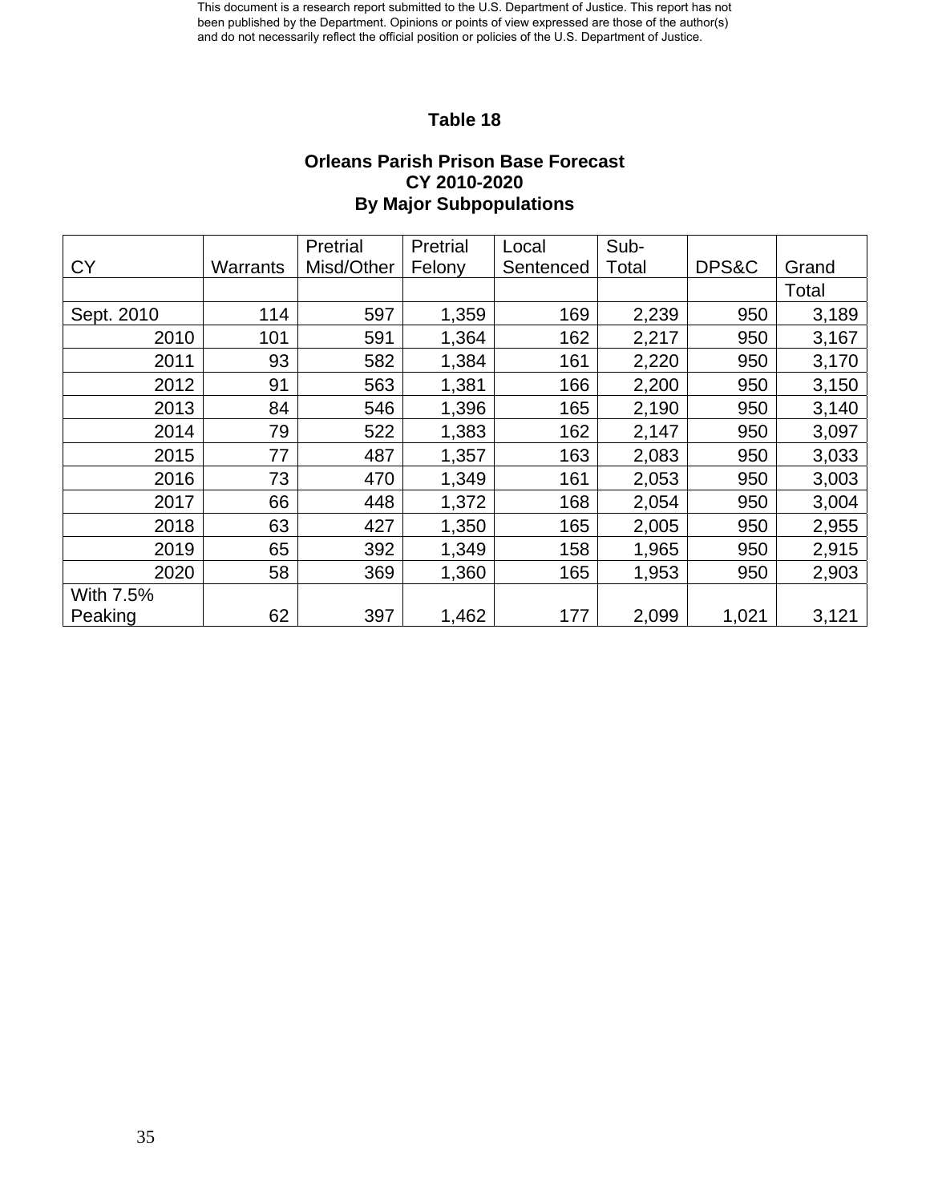This document is a research report submitted to the U.S. Department of Justice. This report has not been published by the Department. Opinions or points of view expressed are those of the author(s) and do not necessarily reflect the official position or policies of the U.S. Department of Justice.

**Table 18**

**Orleans Parish Prison Base Forecast**
**CY 2010-2020**
**By Major Subpopulations**

| CY | Warrants | Pretrial Misd/Other | Pretrial Felony | Local Sentenced | Sub-Total | DPS&C | Grand Total |
|---|---|---|---|---|---|---|---|
| Sept. 2010 | 114 | 597 | 1,359 | 169 | 2,239 | 950 | 3,189 |
| 2010 | 101 | 591 | 1,364 | 162 | 2,217 | 950 | 3,167 |
| 2011 | 93 | 582 | 1,384 | 161 | 2,220 | 950 | 3,170 |
| 2012 | 91 | 563 | 1,381 | 166 | 2,200 | 950 | 3,150 |
| 2013 | 84 | 546 | 1,396 | 165 | 2,190 | 950 | 3,140 |
| 2014 | 79 | 522 | 1,383 | 162 | 2,147 | 950 | 3,097 |
| 2015 | 77 | 487 | 1,357 | 163 | 2,083 | 950 | 3,033 |
| 2016 | 73 | 470 | 1,349 | 161 | 2,053 | 950 | 3,003 |
| 2017 | 66 | 448 | 1,372 | 168 | 2,054 | 950 | 3,004 |
| 2018 | 63 | 427 | 1,350 | 165 | 2,005 | 950 | 2,955 |
| 2019 | 65 | 392 | 1,349 | 158 | 1,965 | 950 | 2,915 |
| 2020 | 58 | 369 | 1,360 | 165 | 1,953 | 950 | 2,903 |
| With 7.5% Peaking | 62 | 397 | 1,462 | 177 | 2,099 | 1,021 | 3,121 |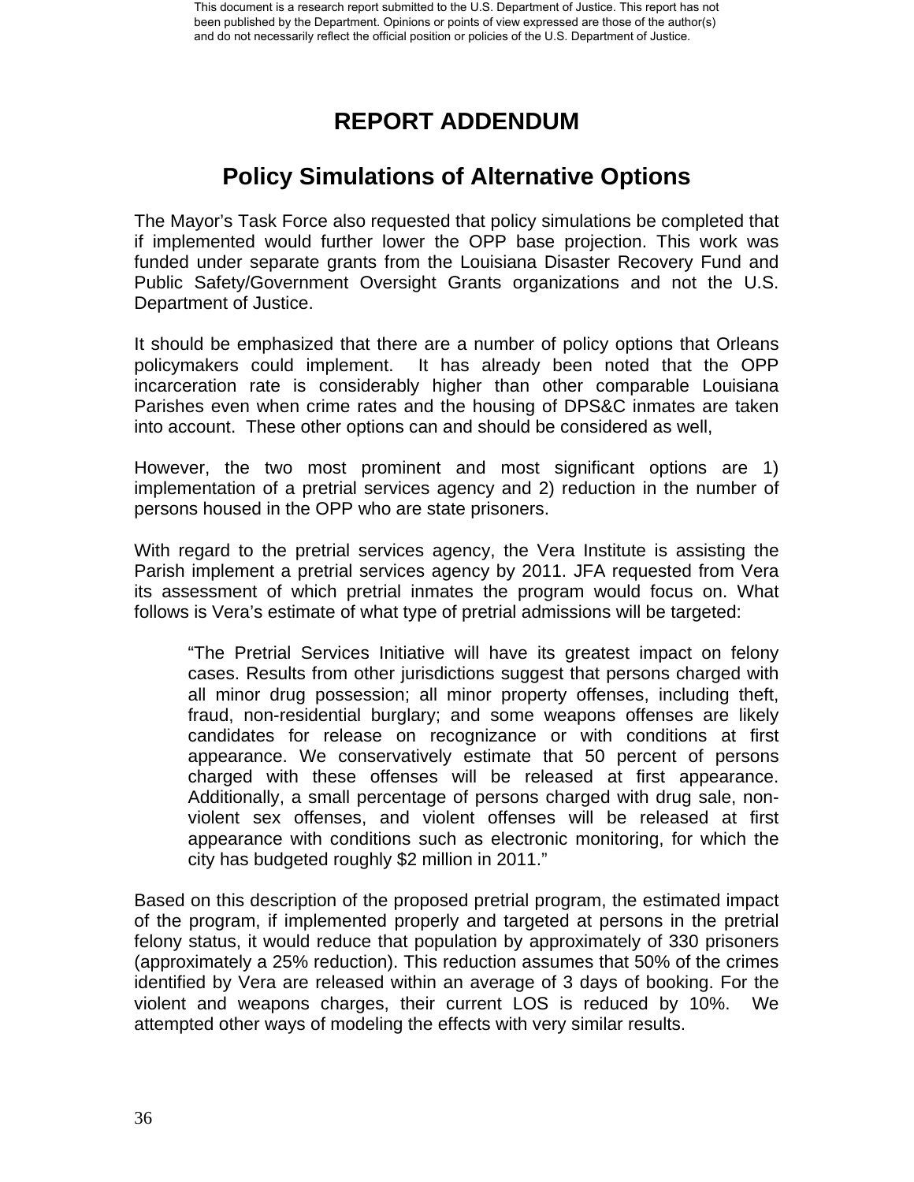# REPORT ADDENDUM

## Policy Simulations of Alternative Options

The Mayor's Task Force also requested that policy simulations be completed that if implemented would further lower the OPP base projection. This work was funded under separate grants from the Louisiana Disaster Recovery Fund and Public Safety/Government Oversight Grants organizations and not the U.S. Department of Justice.

It should be emphasized that there are a number of policy options that Orleans policymakers could implement. It has already been noted that the OPP incarceration rate is considerably higher than other comparable Louisiana Parishes even when crime rates and the housing of DPS&C inmates are taken into account. These other options can and should be considered as well,

However, the two most prominent and most significant options are 1) implementation of a pretrial services agency and 2) reduction in the number of persons housed in the OPP who are state prisoners.

With regard to the pretrial services agency, the Vera Institute is assisting the Parish implement a pretrial services agency by 2011. JFA requested from Vera its assessment of which pretrial inmates the program would focus on. What follows is Vera's estimate of what type of pretrial admissions will be targeted:

> "The Pretrial Services Initiative will have its greatest impact on felony cases. Results from other jurisdictions suggest that persons charged with all minor drug possession; all minor property offenses, including theft, fraud, non-residential burglary; and some weapons offenses are likely candidates for release on recognizance or with conditions at first appearance. We conservatively estimate that 50 percent of persons charged with these offenses will be released at first appearance. Additionally, a small percentage of persons charged with drug sale, non-violent sex offenses, and violent offenses will be released at first appearance with conditions such as electronic monitoring, for which the city has budgeted roughly $2 million in 2011."

Based on this description of the proposed pretrial program, the estimated impact of the program, if implemented properly and targeted at persons in the pretrial felony status, it would reduce that population by approximately of 330 prisoners (approximately a 25% reduction). This reduction assumes that 50% of the crimes identified by Vera are released within an average of 3 days of booking. For the violent and weapons charges, their current LOS is reduced by 10%. We attempted other ways of modeling the effects with very similar results.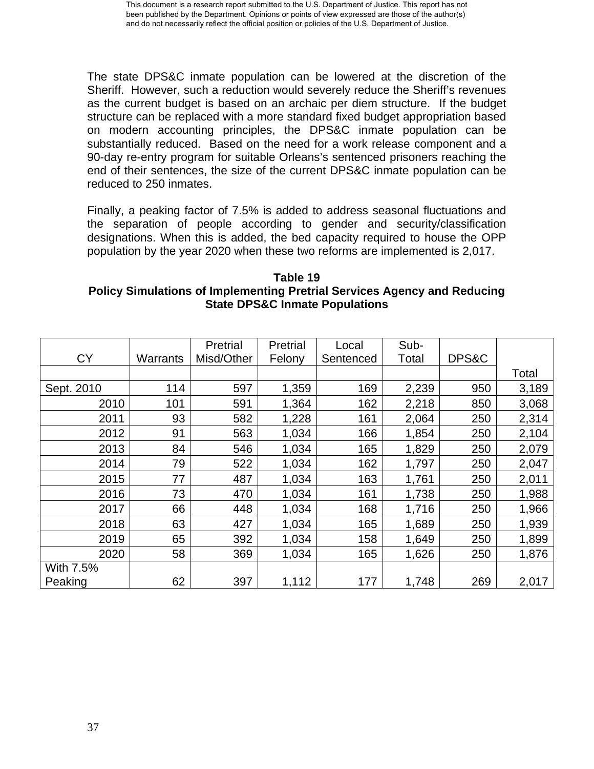The state DPS&C inmate population can be lowered at the discretion of the Sheriff. However, such a reduction would severely reduce the Sheriff's revenues as the current budget is based on an archaic per diem structure. If the budget structure can be replaced with a more standard fixed budget appropriation based on modern accounting principles, the DPS&C inmate population can be substantially reduced. Based on the need for a work release component and a 90-day re-entry program for suitable Orleans's sentenced prisoners reaching the end of their sentences, the size of the current DPS&C inmate population can be reduced to 250 inmates.

Finally, a peaking factor of 7.5% is added to address seasonal fluctuations and the separation of people according to gender and security/classification designations. When this is added, the bed capacity required to house the OPP population by the year 2020 when these two reforms are implemented is 2,017.

**Table 19**
**Policy Simulations of Implementing Pretrial Services Agency and Reducing State DPS&C Inmate Populations**

| CY | Warrants | Pretrial Misd/Other | Pretrial Felony | Local Sentenced | Sub-Total | DPS&C | Total |
|---|---|---|---|---|---|---|---|
| Sept. 2010 | 114 | 597 | 1,359 | 169 | 2,239 | 950 | 3,189 |
| 2010 | 101 | 591 | 1,364 | 162 | 2,218 | 850 | 3,068 |
| 2011 | 93 | 582 | 1,228 | 161 | 2,064 | 250 | 2,314 |
| 2012 | 91 | 563 | 1,034 | 166 | 1,854 | 250 | 2,104 |
| 2013 | 84 | 546 | 1,034 | 165 | 1,829 | 250 | 2,079 |
| 2014 | 79 | 522 | 1,034 | 162 | 1,797 | 250 | 2,047 |
| 2015 | 77 | 487 | 1,034 | 163 | 1,761 | 250 | 2,011 |
| 2016 | 73 | 470 | 1,034 | 161 | 1,738 | 250 | 1,988 |
| 2017 | 66 | 448 | 1,034 | 168 | 1,716 | 250 | 1,966 |
| 2018 | 63 | 427 | 1,034 | 165 | 1,689 | 250 | 1,939 |
| 2019 | 65 | 392 | 1,034 | 158 | 1,649 | 250 | 1,899 |
| 2020 | 58 | 369 | 1,034 | 165 | 1,626 | 250 | 1,876 |
| With 7.5% Peaking | 62 | 397 | 1,112 | 177 | 1,748 | 269 | 2,017 |